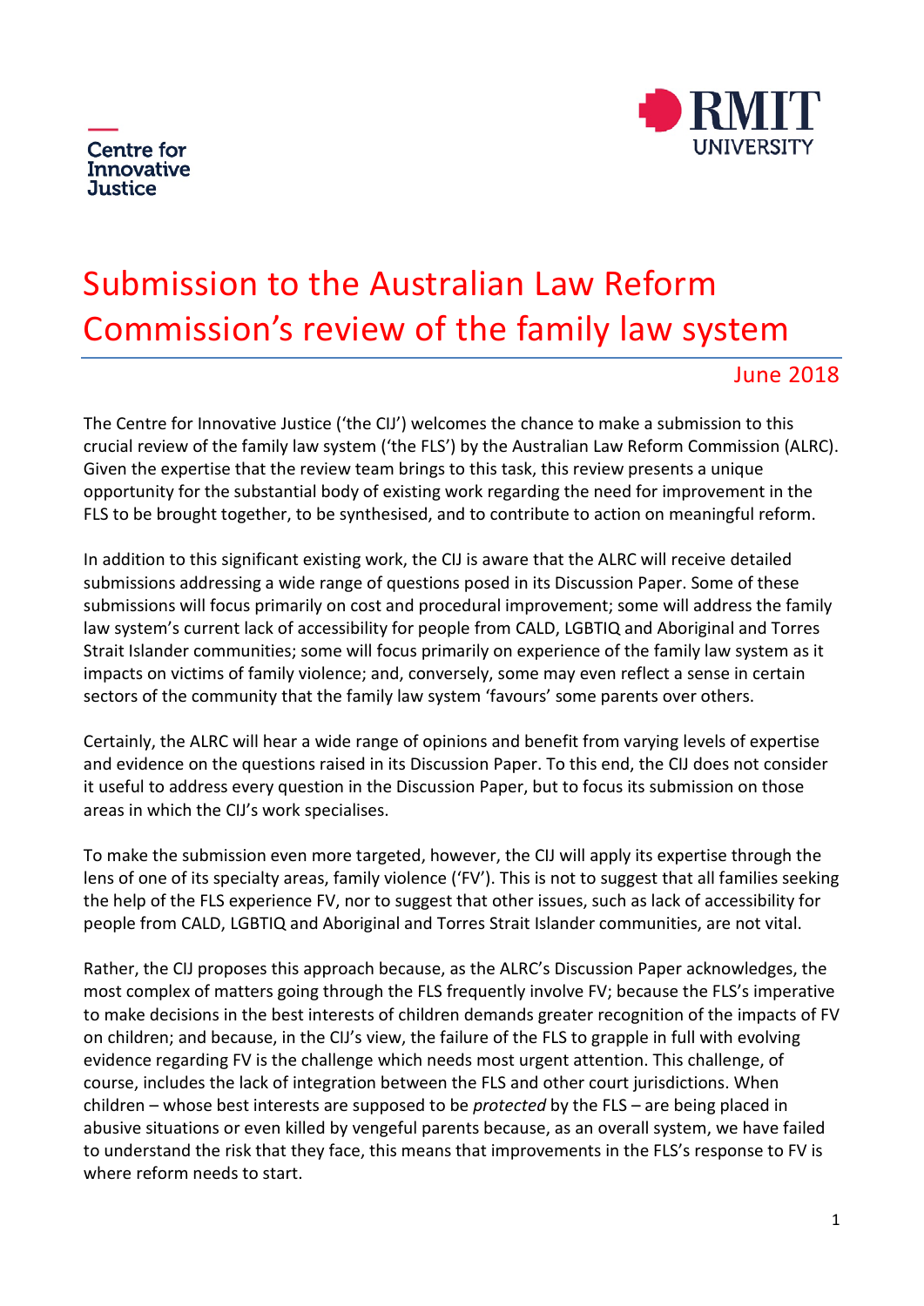Centre for Innovative Justice

RMIT UNIVERSITY

# Submission to the Australian Law Reform Commission's review of the family law system

June 2018

The Centre for Innovative Justice ('the CIJ') welcomes the chance to make a submission to this crucial review of the family law system ('the FLS') by the Australian Law Reform Commission (ALRC). Given the expertise that the review team brings to this task, this review presents a unique opportunity for the substantial body of existing work regarding the need for improvement in the FLS to be brought together, to be synthesised, and to contribute to action on meaningful reform.

In addition to this significant existing work, the CIJ is aware that the ALRC will receive detailed submissions addressing a wide range of questions posed in its Discussion Paper. Some of these submissions will focus primarily on cost and procedural improvement; some will address the family law system's current lack of accessibility for people from CALD, LGBTIQ and Aboriginal and Torres Strait Islander communities; some will focus primarily on experience of the family law system as it impacts on victims of family violence; and, conversely, some may even reflect a sense in certain sectors of the community that the family law system 'favours' some parents over others.

Certainly, the ALRC will hear a wide range of opinions and benefit from varying levels of expertise and evidence on the questions raised in its Discussion Paper. To this end, the CIJ does not consider it useful to address every question in the Discussion Paper, but to focus its submission on those areas in which the CIJ's work specialises.

To make the submission even more targeted, however, the CIJ will apply its expertise through the lens of one of its specialty areas, family violence ('FV'). This is not to suggest that all families seeking the help of the FLS experience FV, nor to suggest that other issues, such as lack of accessibility for people from CALD, LGBTIQ and Aboriginal and Torres Strait Islander communities, are not vital.

Rather, the CIJ proposes this approach because, as the ALRC's Discussion Paper acknowledges, the most complex of matters going through the FLS frequently involve FV; because the FLS's imperative to make decisions in the best interests of children demands greater recognition of the impacts of FV on children; and because, in the CIJ's view, the failure of the FLS to grapple in full with evolving evidence regarding FV is the challenge which needs most urgent attention. This challenge, of course, includes the lack of integration between the FLS and other court jurisdictions. When children – whose best interests are supposed to be *protected* by the FLS – are being placed in abusive situations or even killed by vengeful parents because, as an overall system, we have failed to understand the risk that they face, this means that improvements in the FLS's response to FV is where reform needs to start.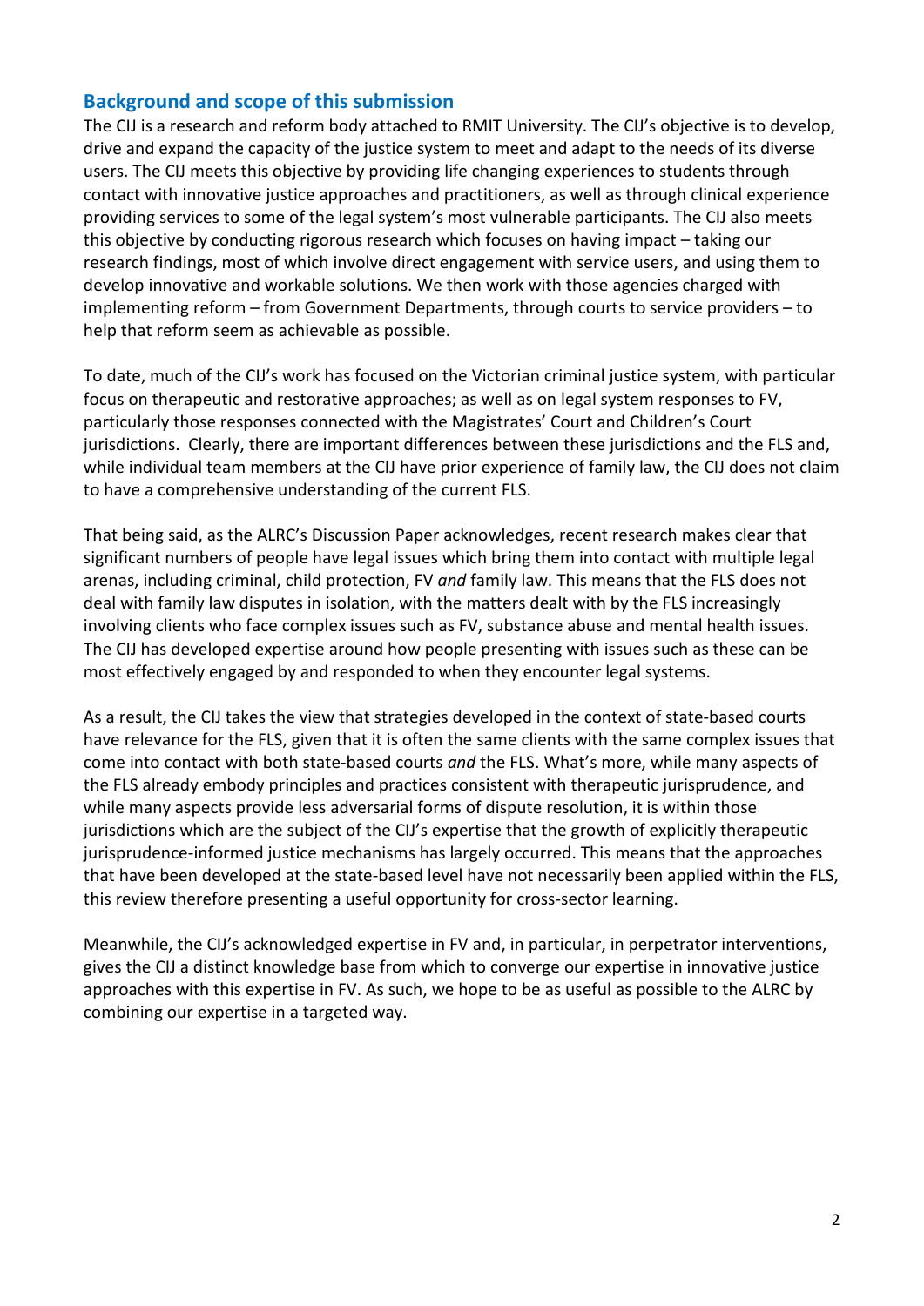## Background and scope of this submission

The CIJ is a research and reform body attached to RMIT University. The CIJ's objective is to develop, drive and expand the capacity of the justice system to meet and adapt to the needs of its diverse users. The CIJ meets this objective by providing life changing experiences to students through contact with innovative justice approaches and practitioners, as well as through clinical experience providing services to some of the legal system's most vulnerable participants. The CIJ also meets this objective by conducting rigorous research which focuses on having impact – taking our research findings, most of which involve direct engagement with service users, and using them to develop innovative and workable solutions. We then work with those agencies charged with implementing reform – from Government Departments, through courts to service providers – to help that reform seem as achievable as possible.

To date, much of the CIJ's work has focused on the Victorian criminal justice system, with particular focus on therapeutic and restorative approaches; as well as on legal system responses to FV, particularly those responses connected with the Magistrates' Court and Children's Court jurisdictions. Clearly, there are important differences between these jurisdictions and the FLS and, while individual team members at the CIJ have prior experience of family law, the CIJ does not claim to have a comprehensive understanding of the current FLS.

That being said, as the ALRC's Discussion Paper acknowledges, recent research makes clear that significant numbers of people have legal issues which bring them into contact with multiple legal arenas, including criminal, child protection, FV *and* family law. This means that the FLS does not deal with family law disputes in isolation, with the matters dealt with by the FLS increasingly involving clients who face complex issues such as FV, substance abuse and mental health issues. The CIJ has developed expertise around how people presenting with issues such as these can be most effectively engaged by and responded to when they encounter legal systems.

As a result, the CIJ takes the view that strategies developed in the context of state-based courts have relevance for the FLS, given that it is often the same clients with the same complex issues that come into contact with both state-based courts *and* the FLS. What's more, while many aspects of the FLS already embody principles and practices consistent with therapeutic jurisprudence, and while many aspects provide less adversarial forms of dispute resolution, it is within those jurisdictions which are the subject of the CIJ's expertise that the growth of explicitly therapeutic jurisprudence-informed justice mechanisms has largely occurred. This means that the approaches that have been developed at the state-based level have not necessarily been applied within the FLS, this review therefore presenting a useful opportunity for cross-sector learning.

Meanwhile, the CIJ's acknowledged expertise in FV and, in particular, in perpetrator interventions, gives the CIJ a distinct knowledge base from which to converge our expertise in innovative justice approaches with this expertise in FV. As such, we hope to be as useful as possible to the ALRC by combining our expertise in a targeted way.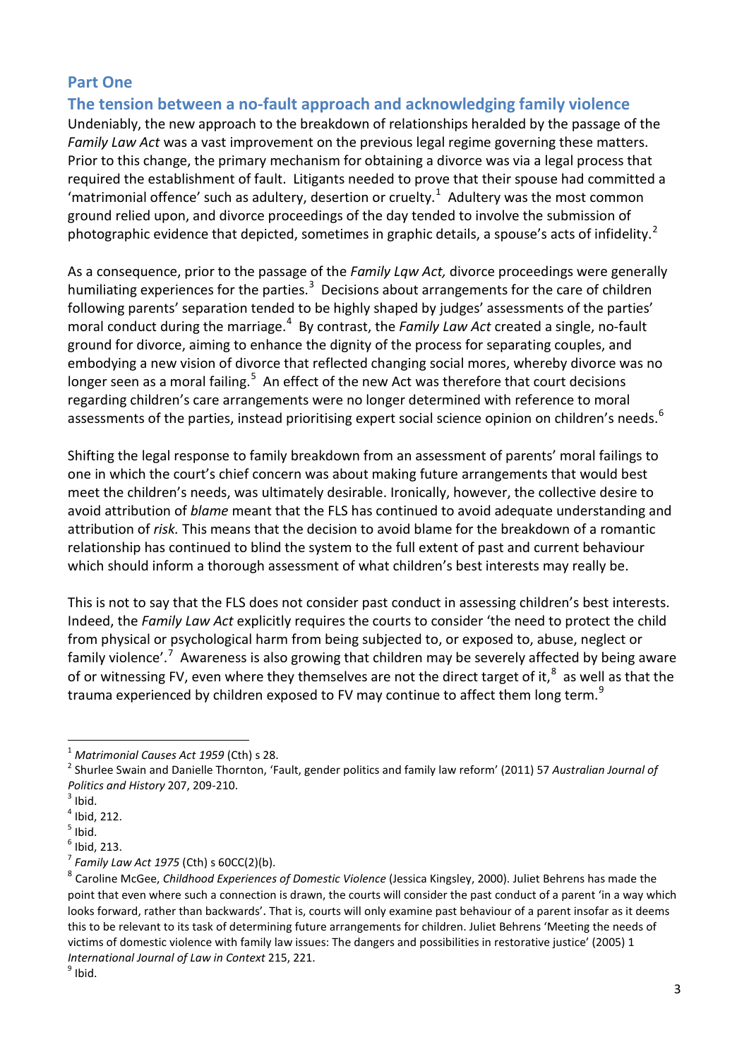## Part One

### The tension between a no-fault approach and acknowledging family violence

Undeniably, the new approach to the breakdown of relationships heralded by the passage of the *Family Law Act* was a vast improvement on the previous legal regime governing these matters. Prior to this change, the primary mechanism for obtaining a divorce was via a legal process that required the establishment of fault. Litigants needed to prove that their spouse had committed a 'matrimonial offence' such as adultery, desertion or cruelty.[1] Adultery was the most common ground relied upon, and divorce proceedings of the day tended to involve the submission of photographic evidence that depicted, sometimes in graphic details, a spouse's acts of infidelity.[2]

As a consequence, prior to the passage of the *Family Lqw Act,* divorce proceedings were generally humiliating experiences for the parties.[3] Decisions about arrangements for the care of children following parents' separation tended to be highly shaped by judges' assessments of the parties' moral conduct during the marriage.[4] By contrast, the *Family Law Act* created a single, no-fault ground for divorce, aiming to enhance the dignity of the process for separating couples, and embodying a new vision of divorce that reflected changing social mores, whereby divorce was no longer seen as a moral failing.[5] An effect of the new Act was therefore that court decisions regarding children's care arrangements were no longer determined with reference to moral assessments of the parties, instead prioritising expert social science opinion on children's needs.[6]

Shifting the legal response to family breakdown from an assessment of parents' moral failings to one in which the court's chief concern was about making future arrangements that would best meet the children's needs, was ultimately desirable. Ironically, however, the collective desire to avoid attribution of *blame* meant that the FLS has continued to avoid adequate understanding and attribution of *risk.* This means that the decision to avoid blame for the breakdown of a romantic relationship has continued to blind the system to the full extent of past and current behaviour which should inform a thorough assessment of what children's best interests may really be.

This is not to say that the FLS does not consider past conduct in assessing children's best interests. Indeed, the *Family Law Act* explicitly requires the courts to consider 'the need to protect the child from physical or psychological harm from being subjected to, or exposed to, abuse, neglect or family violence'.[7] Awareness is also growing that children may be severely affected by being aware of or witnessing FV, even where they themselves are not the direct target of it,[8] as well as that the trauma experienced by children exposed to FV may continue to affect them long term.[9]

---

[1] *Matrimonial Causes Act 1959* (Cth) s 28.

[2] Shurlee Swain and Danielle Thornton, 'Fault, gender politics and family law reform' (2011) 57 *Australian Journal of Politics and History* 207, 209-210.

[3] Ibid.

[4] Ibid, 212.

[5] Ibid.

[6] Ibid, 213.

[7] *Family Law Act 1975* (Cth) s 60CC(2)(b).

[8] Caroline McGee, *Childhood Experiences of Domestic Violence* (Jessica Kingsley, 2000). Juliet Behrens has made the point that even where such a connection is drawn, the courts will consider the past conduct of a parent 'in a way which looks forward, rather than backwards'. That is, courts will only examine past behaviour of a parent insofar as it deems this to be relevant to its task of determining future arrangements for children. Juliet Behrens 'Meeting the needs of victims of domestic violence with family law issues: The dangers and possibilities in restorative justice' (2005) 1 *International Journal of Law in Context* 215, 221.

[9] Ibid.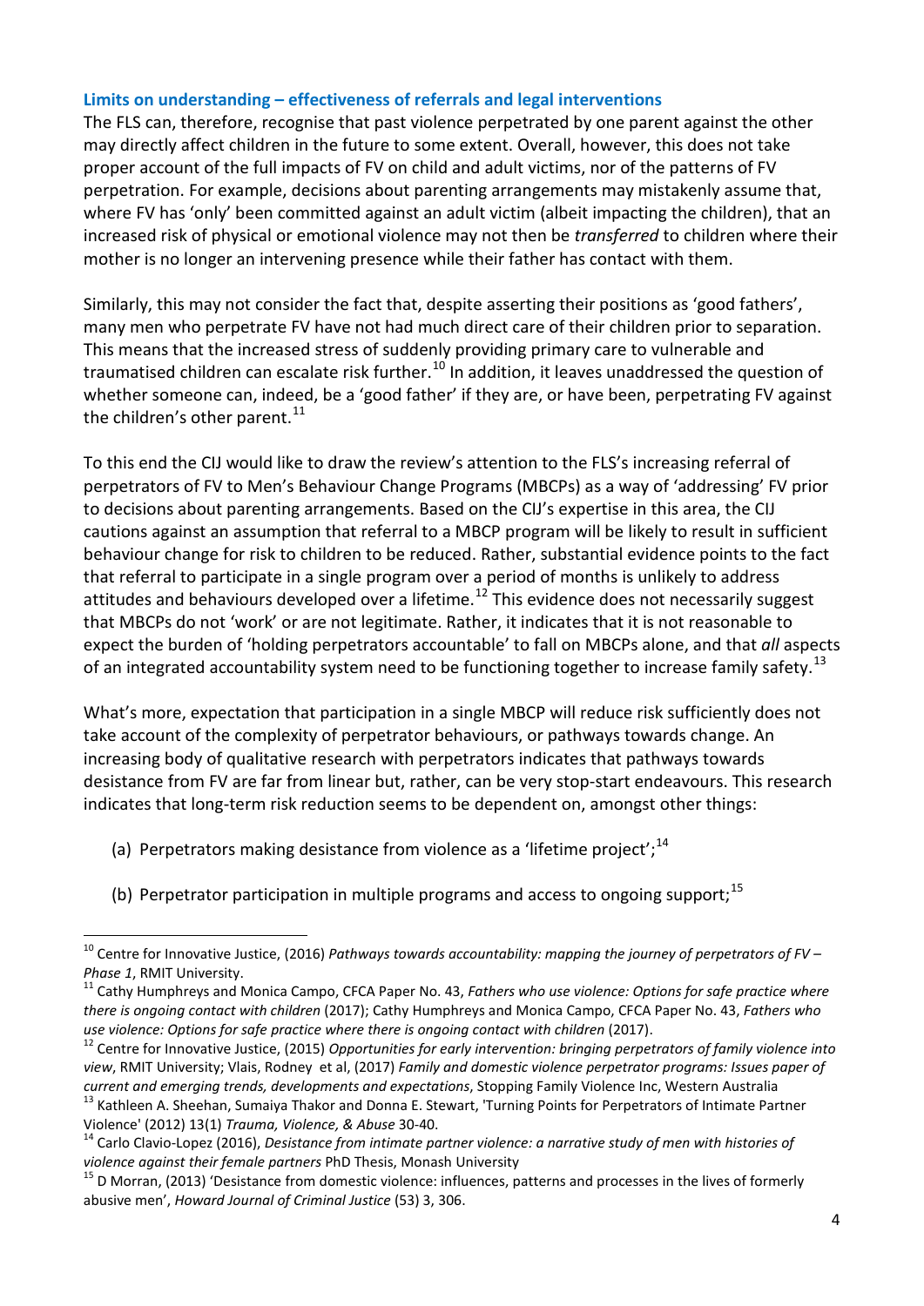### Limits on understanding – effectiveness of referrals and legal interventions

The FLS can, therefore, recognise that past violence perpetrated by one parent against the other may directly affect children in the future to some extent. Overall, however, this does not take proper account of the full impacts of FV on child and adult victims, nor of the patterns of FV perpetration. For example, decisions about parenting arrangements may mistakenly assume that, where FV has 'only' been committed against an adult victim (albeit impacting the children), that an increased risk of physical or emotional violence may not then be *transferred* to children where their mother is no longer an intervening presence while their father has contact with them.

Similarly, this may not consider the fact that, despite asserting their positions as 'good fathers', many men who perpetrate FV have not had much direct care of their children prior to separation. This means that the increased stress of suddenly providing primary care to vulnerable and traumatised children can escalate risk further.[10] In addition, it leaves unaddressed the question of whether someone can, indeed, be a 'good father' if they are, or have been, perpetrating FV against the children's other parent.[11]

To this end the CIJ would like to draw the review's attention to the FLS's increasing referral of perpetrators of FV to Men's Behaviour Change Programs (MBCPs) as a way of 'addressing' FV prior to decisions about parenting arrangements. Based on the CIJ's expertise in this area, the CIJ cautions against an assumption that referral to a MBCP program will be likely to result in sufficient behaviour change for risk to children to be reduced. Rather, substantial evidence points to the fact that referral to participate in a single program over a period of months is unlikely to address attitudes and behaviours developed over a lifetime.[12] This evidence does not necessarily suggest that MBCPs do not 'work' or are not legitimate. Rather, it indicates that it is not reasonable to expect the burden of 'holding perpetrators accountable' to fall on MBCPs alone, and that *all* aspects of an integrated accountability system need to be functioning together to increase family safety.[13]

What's more, expectation that participation in a single MBCP will reduce risk sufficiently does not take account of the complexity of perpetrator behaviours, or pathways towards change. An increasing body of qualitative research with perpetrators indicates that pathways towards desistance from FV are far from linear but, rather, can be very stop-start endeavours. This research indicates that long-term risk reduction seems to be dependent on, amongst other things:

(a) Perpetrators making desistance from violence as a 'lifetime project';[14]

(b) Perpetrator participation in multiple programs and access to ongoing support;[15]

---

[10] Centre for Innovative Justice, (2016) *Pathways towards accountability: mapping the journey of perpetrators of FV – Phase 1*, RMIT University.

[11] Cathy Humphreys and Monica Campo, CFCA Paper No. 43, *Fathers who use violence: Options for safe practice where there is ongoing contact with children* (2017); Cathy Humphreys and Monica Campo, CFCA Paper No. 43, *Fathers who use violence: Options for safe practice where there is ongoing contact with children* (2017).

[12] Centre for Innovative Justice, (2015) *Opportunities for early intervention: bringing perpetrators of family violence into view*, RMIT University; Vlais, Rodney et al, (2017) *Family and domestic violence perpetrator programs: Issues paper of current and emerging trends, developments and expectations*, Stopping Family Violence Inc, Western Australia

[13] Kathleen A. Sheehan, Sumaiya Thakor and Donna E. Stewart, 'Turning Points for Perpetrators of Intimate Partner Violence' (2012) 13(1) *Trauma, Violence, & Abuse* 30-40.

[14] Carlo Clavio-Lopez (2016), *Desistance from intimate partner violence: a narrative study of men with histories of violence against their female partners* PhD Thesis, Monash University

[15] D Morran, (2013) 'Desistance from domestic violence: influences, patterns and processes in the lives of formerly abusive men', *Howard Journal of Criminal Justice* (53) 3, 306.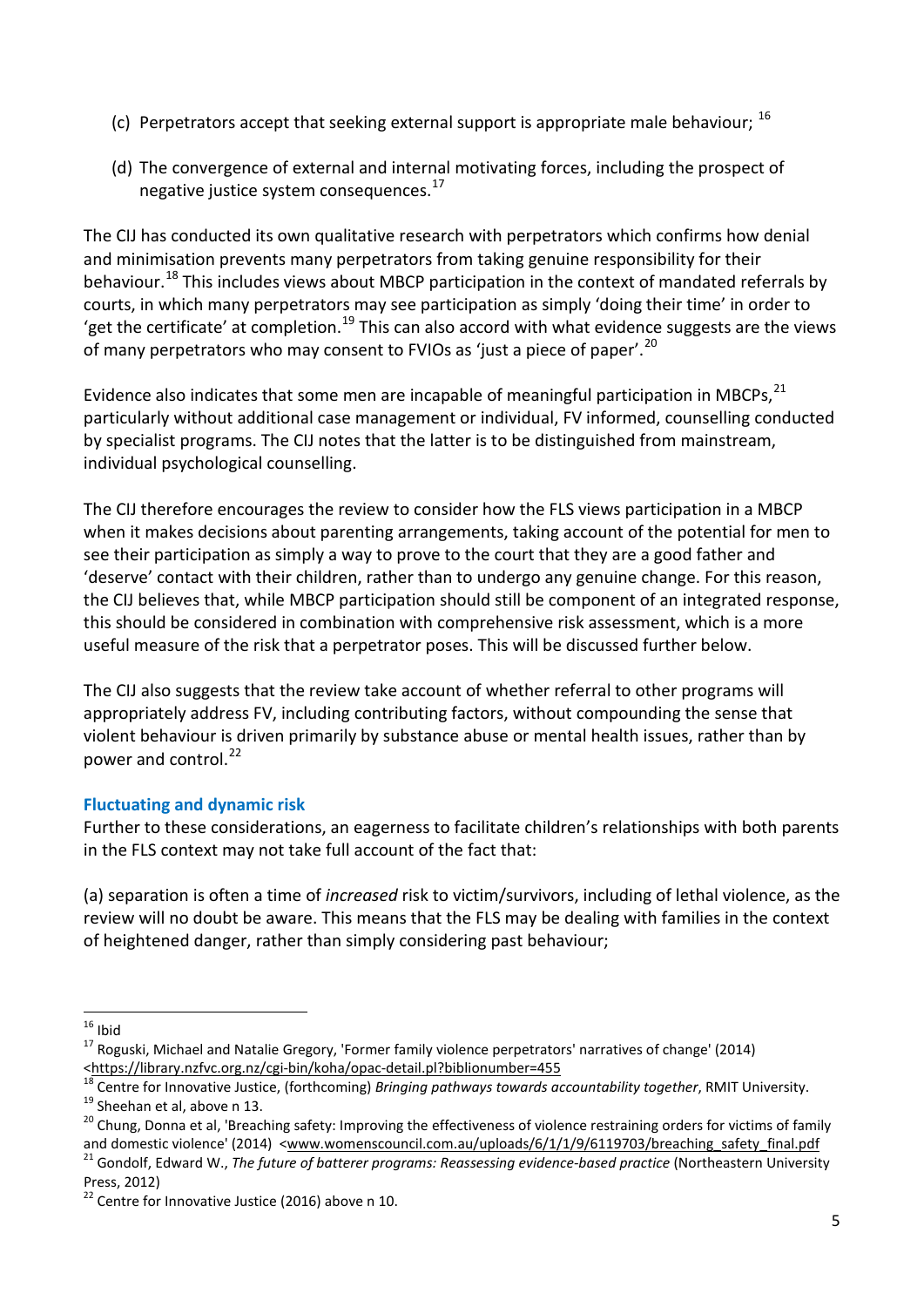(c) Perpetrators accept that seeking external support is appropriate male behaviour; [16]

(d) The convergence of external and internal motivating forces, including the prospect of negative justice system consequences.[17]

The CIJ has conducted its own qualitative research with perpetrators which confirms how denial and minimisation prevents many perpetrators from taking genuine responsibility for their behaviour.[18] This includes views about MBCP participation in the context of mandated referrals by courts, in which many perpetrators may see participation as simply 'doing their time' in order to 'get the certificate' at completion.[19] This can also accord with what evidence suggests are the views of many perpetrators who may consent to FVIOs as 'just a piece of paper'.[20]

Evidence also indicates that some men are incapable of meaningful participation in MBCPs,[21] particularly without additional case management or individual, FV informed, counselling conducted by specialist programs. The CIJ notes that the latter is to be distinguished from mainstream, individual psychological counselling.

The CIJ therefore encourages the review to consider how the FLS views participation in a MBCP when it makes decisions about parenting arrangements, taking account of the potential for men to see their participation as simply a way to prove to the court that they are a good father and 'deserve' contact with their children, rather than to undergo any genuine change. For this reason, the CIJ believes that, while MBCP participation should still be component of an integrated response, this should be considered in combination with comprehensive risk assessment, which is a more useful measure of the risk that a perpetrator poses. This will be discussed further below.

The CIJ also suggests that the review take account of whether referral to other programs will appropriately address FV, including contributing factors, without compounding the sense that violent behaviour is driven primarily by substance abuse or mental health issues, rather than by power and control.[22]

### Fluctuating and dynamic risk

Further to these considerations, an eagerness to facilitate children's relationships with both parents in the FLS context may not take full account of the fact that:

(a) separation is often a time of *increased* risk to victim/survivors, including of lethal violence, as the review will no doubt be aware. This means that the FLS may be dealing with families in the context of heightened danger, rather than simply considering past behaviour;

---

[16] Ibid

[17] Roguski, Michael and Natalie Gregory, 'Former family violence perpetrators' narratives of change' (2014) <https://library.nzfvc.org.nz/cgi-bin/koha/opac-detail.pl?biblionumber=455

[18] Centre for Innovative Justice, (forthcoming) *Bringing pathways towards accountability together*, RMIT University.

[19] Sheehan et al, above n 13.

[20] Chung, Donna et al, 'Breaching safety: Improving the effectiveness of violence restraining orders for victims of family and domestic violence' (2014) <www.womenscouncil.com.au/uploads/6/1/1/9/6119703/breaching_safety_final.pdf

[21] Gondolf, Edward W., *The future of batterer programs: Reassessing evidence-based practice* (Northeastern University Press, 2012)

[22] Centre for Innovative Justice (2016) above n 10.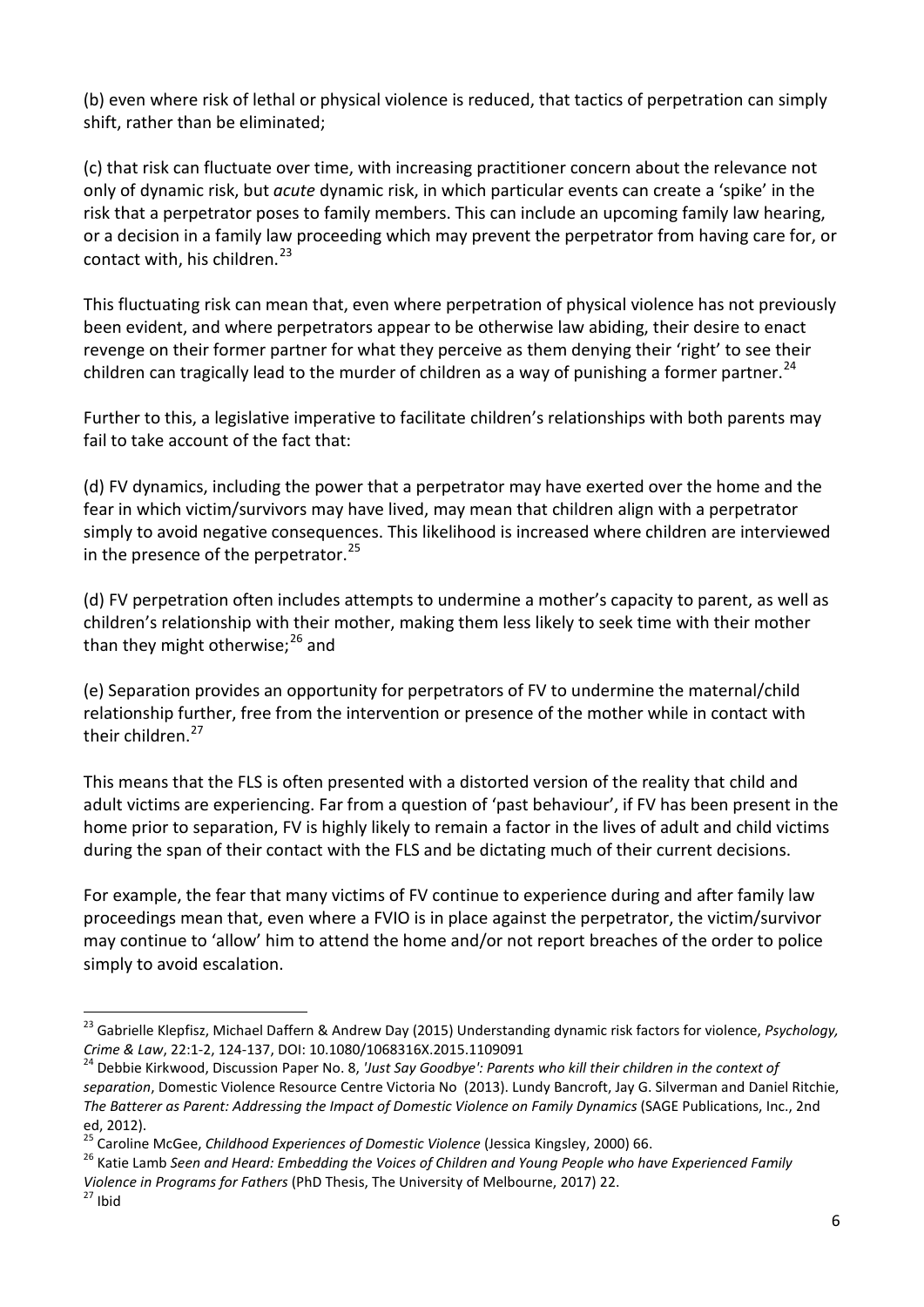(b) even where risk of lethal or physical violence is reduced, that tactics of perpetration can simply shift, rather than be eliminated;

(c) that risk can fluctuate over time, with increasing practitioner concern about the relevance not only of dynamic risk, but *acute* dynamic risk, in which particular events can create a 'spike' in the risk that a perpetrator poses to family members. This can include an upcoming family law hearing, or a decision in a family law proceeding which may prevent the perpetrator from having care for, or contact with, his children.[23]

This fluctuating risk can mean that, even where perpetration of physical violence has not previously been evident, and where perpetrators appear to be otherwise law abiding, their desire to enact revenge on their former partner for what they perceive as them denying their 'right' to see their children can tragically lead to the murder of children as a way of punishing a former partner.[24]

Further to this, a legislative imperative to facilitate children's relationships with both parents may fail to take account of the fact that:

(d) FV dynamics, including the power that a perpetrator may have exerted over the home and the fear in which victim/survivors may have lived, may mean that children align with a perpetrator simply to avoid negative consequences. This likelihood is increased where children are interviewed in the presence of the perpetrator.[25]

(d) FV perpetration often includes attempts to undermine a mother's capacity to parent, as well as children's relationship with their mother, making them less likely to seek time with their mother than they might otherwise;[26] and

(e) Separation provides an opportunity for perpetrators of FV to undermine the maternal/child relationship further, free from the intervention or presence of the mother while in contact with their children.[27]

This means that the FLS is often presented with a distorted version of the reality that child and adult victims are experiencing. Far from a question of 'past behaviour', if FV has been present in the home prior to separation, FV is highly likely to remain a factor in the lives of adult and child victims during the span of their contact with the FLS and be dictating much of their current decisions.

For example, the fear that many victims of FV continue to experience during and after family law proceedings mean that, even where a FVIO is in place against the perpetrator, the victim/survivor may continue to 'allow' him to attend the home and/or not report breaches of the order to police simply to avoid escalation.

---

[23] Gabrielle Klepfisz, Michael Daffern & Andrew Day (2015) Understanding dynamic risk factors for violence, *Psychology, Crime & Law*, 22:1-2, 124-137, DOI: 10.1080/1068316X.2015.1109091

[24] Debbie Kirkwood, Discussion Paper No. 8, *'Just Say Goodbye': Parents who kill their children in the context of separation*, Domestic Violence Resource Centre Victoria No (2013). Lundy Bancroft, Jay G. Silverman and Daniel Ritchie, *The Batterer as Parent: Addressing the Impact of Domestic Violence on Family Dynamics* (SAGE Publications, Inc., 2nd ed, 2012).

[25] Caroline McGee, *Childhood Experiences of Domestic Violence* (Jessica Kingsley, 2000) 66.

[26] Katie Lamb *Seen and Heard: Embedding the Voices of Children and Young People who have Experienced Family Violence in Programs for Fathers* (PhD Thesis, The University of Melbourne, 2017) 22.

[27] Ibid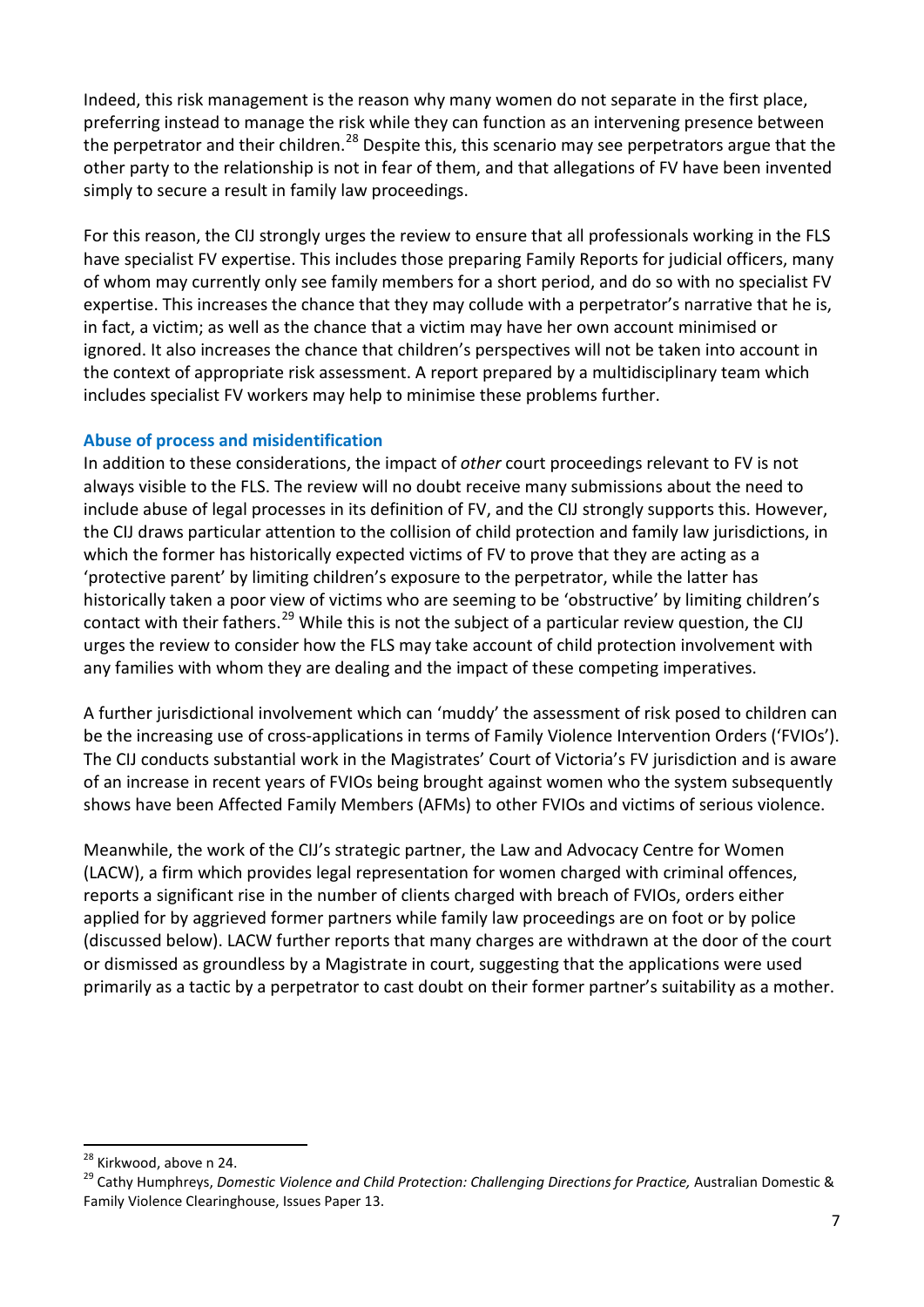Indeed, this risk management is the reason why many women do not separate in the first place, preferring instead to manage the risk while they can function as an intervening presence between the perpetrator and their children.[28] Despite this, this scenario may see perpetrators argue that the other party to the relationship is not in fear of them, and that allegations of FV have been invented simply to secure a result in family law proceedings.

For this reason, the CIJ strongly urges the review to ensure that all professionals working in the FLS have specialist FV expertise. This includes those preparing Family Reports for judicial officers, many of whom may currently only see family members for a short period, and do so with no specialist FV expertise. This increases the chance that they may collude with a perpetrator's narrative that he is, in fact, a victim; as well as the chance that a victim may have her own account minimised or ignored. It also increases the chance that children's perspectives will not be taken into account in the context of appropriate risk assessment. A report prepared by a multidisciplinary team which includes specialist FV workers may help to minimise these problems further.

### Abuse of process and misidentification

In addition to these considerations, the impact of *other* court proceedings relevant to FV is not always visible to the FLS. The review will no doubt receive many submissions about the need to include abuse of legal processes in its definition of FV, and the CIJ strongly supports this. However, the CIJ draws particular attention to the collision of child protection and family law jurisdictions, in which the former has historically expected victims of FV to prove that they are acting as a 'protective parent' by limiting children's exposure to the perpetrator, while the latter has historically taken a poor view of victims who are seeming to be 'obstructive' by limiting children's contact with their fathers.[29] While this is not the subject of a particular review question, the CIJ urges the review to consider how the FLS may take account of child protection involvement with any families with whom they are dealing and the impact of these competing imperatives.

A further jurisdictional involvement which can 'muddy' the assessment of risk posed to children can be the increasing use of cross-applications in terms of Family Violence Intervention Orders ('FVIOs'). The CIJ conducts substantial work in the Magistrates' Court of Victoria's FV jurisdiction and is aware of an increase in recent years of FVIOs being brought against women who the system subsequently shows have been Affected Family Members (AFMs) to other FVIOs and victims of serious violence.

Meanwhile, the work of the CIJ's strategic partner, the Law and Advocacy Centre for Women (LACW), a firm which provides legal representation for women charged with criminal offences, reports a significant rise in the number of clients charged with breach of FVIOs, orders either applied for by aggrieved former partners while family law proceedings are on foot or by police (discussed below). LACW further reports that many charges are withdrawn at the door of the court or dismissed as groundless by a Magistrate in court, suggesting that the applications were used primarily as a tactic by a perpetrator to cast doubt on their former partner's suitability as a mother.

---

[28] Kirkwood, above n 24.

[29] Cathy Humphreys, *Domestic Violence and Child Protection: Challenging Directions for Practice,* Australian Domestic & Family Violence Clearinghouse, Issues Paper 13.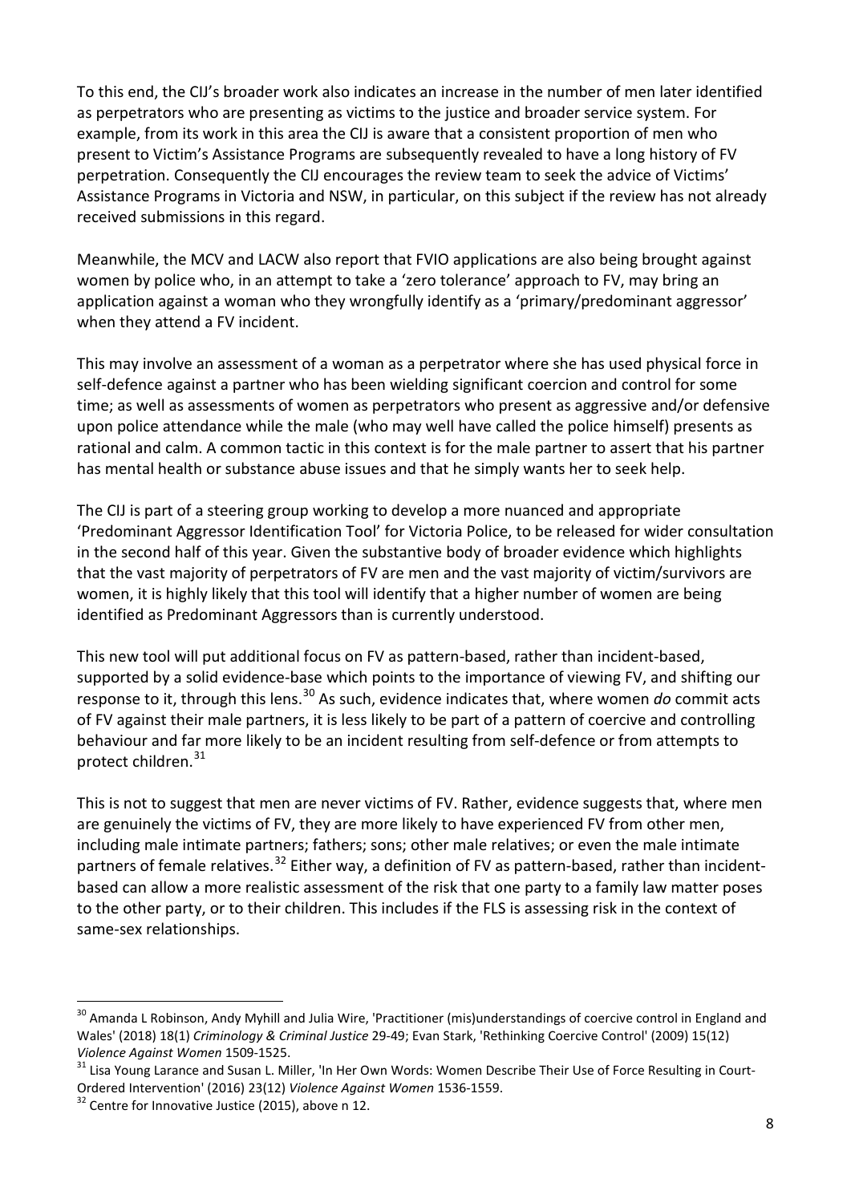To this end, the CIJ's broader work also indicates an increase in the number of men later identified as perpetrators who are presenting as victims to the justice and broader service system. For example, from its work in this area the CIJ is aware that a consistent proportion of men who present to Victim's Assistance Programs are subsequently revealed to have a long history of FV perpetration. Consequently the CIJ encourages the review team to seek the advice of Victims' Assistance Programs in Victoria and NSW, in particular, on this subject if the review has not already received submissions in this regard.

Meanwhile, the MCV and LACW also report that FVIO applications are also being brought against women by police who, in an attempt to take a 'zero tolerance' approach to FV, may bring an application against a woman who they wrongfully identify as a 'primary/predominant aggressor' when they attend a FV incident.

This may involve an assessment of a woman as a perpetrator where she has used physical force in self-defence against a partner who has been wielding significant coercion and control for some time; as well as assessments of women as perpetrators who present as aggressive and/or defensive upon police attendance while the male (who may well have called the police himself) presents as rational and calm. A common tactic in this context is for the male partner to assert that his partner has mental health or substance abuse issues and that he simply wants her to seek help.

The CIJ is part of a steering group working to develop a more nuanced and appropriate 'Predominant Aggressor Identification Tool' for Victoria Police, to be released for wider consultation in the second half of this year. Given the substantive body of broader evidence which highlights that the vast majority of perpetrators of FV are men and the vast majority of victim/survivors are women, it is highly likely that this tool will identify that a higher number of women are being identified as Predominant Aggressors than is currently understood.

This new tool will put additional focus on FV as pattern-based, rather than incident-based, supported by a solid evidence-base which points to the importance of viewing FV, and shifting our response to it, through this lens.[30] As such, evidence indicates that, where women *do* commit acts of FV against their male partners, it is less likely to be part of a pattern of coercive and controlling behaviour and far more likely to be an incident resulting from self-defence or from attempts to protect children.[31]

This is not to suggest that men are never victims of FV. Rather, evidence suggests that, where men are genuinely the victims of FV, they are more likely to have experienced FV from other men, including male intimate partners; fathers; sons; other male relatives; or even the male intimate partners of female relatives.[32] Either way, a definition of FV as pattern-based, rather than incident-based can allow a more realistic assessment of the risk that one party to a family law matter poses to the other party, or to their children. This includes if the FLS is assessing risk in the context of same-sex relationships.

---

[30] Amanda L Robinson, Andy Myhill and Julia Wire, 'Practitioner (mis)understandings of coercive control in England and Wales' (2018) 18(1) *Criminology & Criminal Justice* 29-49; Evan Stark, 'Rethinking Coercive Control' (2009) 15(12) *Violence Against Women* 1509-1525.

[31] Lisa Young Larance and Susan L. Miller, 'In Her Own Words: Women Describe Their Use of Force Resulting in Court-Ordered Intervention' (2016) 23(12) *Violence Against Women* 1536-1559.

[32] Centre for Innovative Justice (2015), above n 12.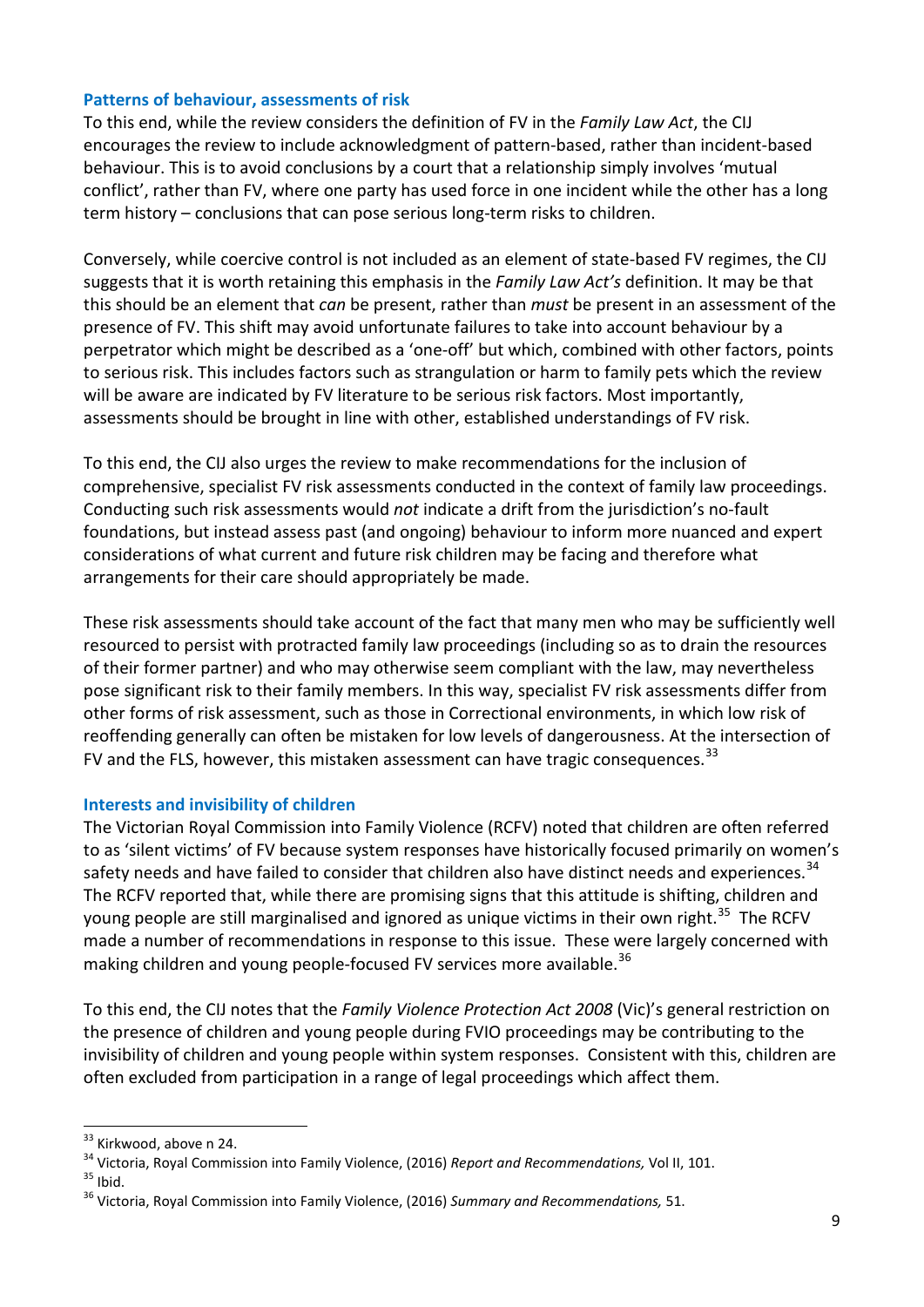### Patterns of behaviour, assessments of risk

To this end, while the review considers the definition of FV in the *Family Law Act*, the CIJ encourages the review to include acknowledgment of pattern-based, rather than incident-based behaviour. This is to avoid conclusions by a court that a relationship simply involves 'mutual conflict', rather than FV, where one party has used force in one incident while the other has a long term history – conclusions that can pose serious long-term risks to children.

Conversely, while coercive control is not included as an element of state-based FV regimes, the CIJ suggests that it is worth retaining this emphasis in the *Family Law Act's* definition. It may be that this should be an element that *can* be present, rather than *must* be present in an assessment of the presence of FV. This shift may avoid unfortunate failures to take into account behaviour by a perpetrator which might be described as a 'one-off' but which, combined with other factors, points to serious risk. This includes factors such as strangulation or harm to family pets which the review will be aware are indicated by FV literature to be serious risk factors. Most importantly, assessments should be brought in line with other, established understandings of FV risk.

To this end, the CIJ also urges the review to make recommendations for the inclusion of comprehensive, specialist FV risk assessments conducted in the context of family law proceedings. Conducting such risk assessments would *not* indicate a drift from the jurisdiction's no-fault foundations, but instead assess past (and ongoing) behaviour to inform more nuanced and expert considerations of what current and future risk children may be facing and therefore what arrangements for their care should appropriately be made.

These risk assessments should take account of the fact that many men who may be sufficiently well resourced to persist with protracted family law proceedings (including so as to drain the resources of their former partner) and who may otherwise seem compliant with the law, may nevertheless pose significant risk to their family members. In this way, specialist FV risk assessments differ from other forms of risk assessment, such as those in Correctional environments, in which low risk of reoffending generally can often be mistaken for low levels of dangerousness. At the intersection of FV and the FLS, however, this mistaken assessment can have tragic consequences.[33]

### Interests and invisibility of children

The Victorian Royal Commission into Family Violence (RCFV) noted that children are often referred to as 'silent victims' of FV because system responses have historically focused primarily on women's safety needs and have failed to consider that children also have distinct needs and experiences.[34] The RCFV reported that, while there are promising signs that this attitude is shifting, children and young people are still marginalised and ignored as unique victims in their own right.[35] The RCFV made a number of recommendations in response to this issue. These were largely concerned with making children and young people-focused FV services more available.[36]

To this end, the CIJ notes that the *Family Violence Protection Act 2008* (Vic)'s general restriction on the presence of children and young people during FVIO proceedings may be contributing to the invisibility of children and young people within system responses. Consistent with this, children are often excluded from participation in a range of legal proceedings which affect them.

---

[33] Kirkwood, above n 24.

[34] Victoria, Royal Commission into Family Violence, (2016) *Report and Recommendations,* Vol II, 101.

[35] Ibid.

[36] Victoria, Royal Commission into Family Violence, (2016) *Summary and Recommendations,* 51.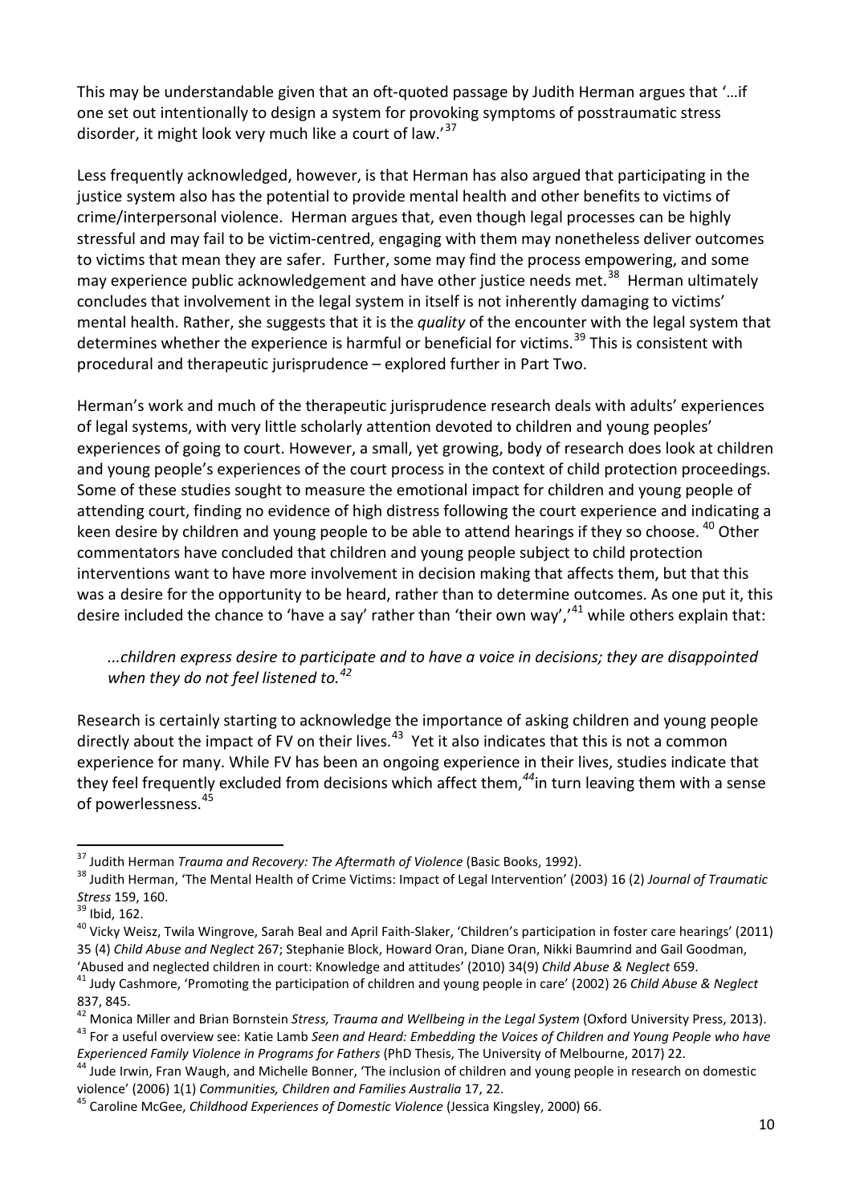This may be understandable given that an oft-quoted passage by Judith Herman argues that '…if one set out intentionally to design a system for provoking symptoms of posstraumatic stress disorder, it might look very much like a court of law.'[37]

Less frequently acknowledged, however, is that Herman has also argued that participating in the justice system also has the potential to provide mental health and other benefits to victims of crime/interpersonal violence. Herman argues that, even though legal processes can be highly stressful and may fail to be victim-centred, engaging with them may nonetheless deliver outcomes to victims that mean they are safer. Further, some may find the process empowering, and some may experience public acknowledgement and have other justice needs met.[38] Herman ultimately concludes that involvement in the legal system in itself is not inherently damaging to victims' mental health. Rather, she suggests that it is the *quality* of the encounter with the legal system that determines whether the experience is harmful or beneficial for victims.[39] This is consistent with procedural and therapeutic jurisprudence – explored further in Part Two.

Herman's work and much of the therapeutic jurisprudence research deals with adults' experiences of legal systems, with very little scholarly attention devoted to children and young peoples' experiences of going to court. However, a small, yet growing, body of research does look at children and young people's experiences of the court process in the context of child protection proceedings. Some of these studies sought to measure the emotional impact for children and young people of attending court, finding no evidence of high distress following the court experience and indicating a keen desire by children and young people to be able to attend hearings if they so choose.[40] Other commentators have concluded that children and young people subject to child protection interventions want to have more involvement in decision making that affects them, but that this was a desire for the opportunity to be heard, rather than to determine outcomes. As one put it, this desire included the chance to 'have a say' rather than 'their own way',[41] while others explain that:

> *...children express desire to participate and to have a voice in decisions; they are disappointed when they do not feel listened to.*[42]

Research is certainly starting to acknowledge the importance of asking children and young people directly about the impact of FV on their lives.[43] Yet it also indicates that this is not a common experience for many. While FV has been an ongoing experience in their lives, studies indicate that they feel frequently excluded from decisions which affect them,[44] in turn leaving them with a sense of powerlessness.[45]

---

[37] Judith Herman *Trauma and Recovery: The Aftermath of Violence* (Basic Books, 1992).

[38] Judith Herman, 'The Mental Health of Crime Victims: Impact of Legal Intervention' (2003) 16 (2) *Journal of Traumatic Stress* 159, 160.

[39] Ibid, 162.

[40] Vicky Weisz, Twila Wingrove, Sarah Beal and April Faith-Slaker, 'Children's participation in foster care hearings' (2011) 35 (4) *Child Abuse and Neglect* 267; Stephanie Block, Howard Oran, Diane Oran, Nikki Baumrind and Gail Goodman, 'Abused and neglected children in court: Knowledge and attitudes' (2010) 34(9) *Child Abuse & Neglect* 659.

[41] Judy Cashmore, 'Promoting the participation of children and young people in care' (2002) 26 *Child Abuse & Neglect* 837, 845.

[42] Monica Miller and Brian Bornstein *Stress, Trauma and Wellbeing in the Legal System* (Oxford University Press, 2013).

[43] For a useful overview see: Katie Lamb *Seen and Heard: Embedding the Voices of Children and Young People who have Experienced Family Violence in Programs for Fathers* (PhD Thesis, The University of Melbourne, 2017) 22.

[44] Jude Irwin, Fran Waugh, and Michelle Bonner, 'The inclusion of children and young people in research on domestic violence' (2006) 1(1) *Communities, Children and Families Australia* 17, 22.

[45] Caroline McGee, *Childhood Experiences of Domestic Violence* (Jessica Kingsley, 2000) 66.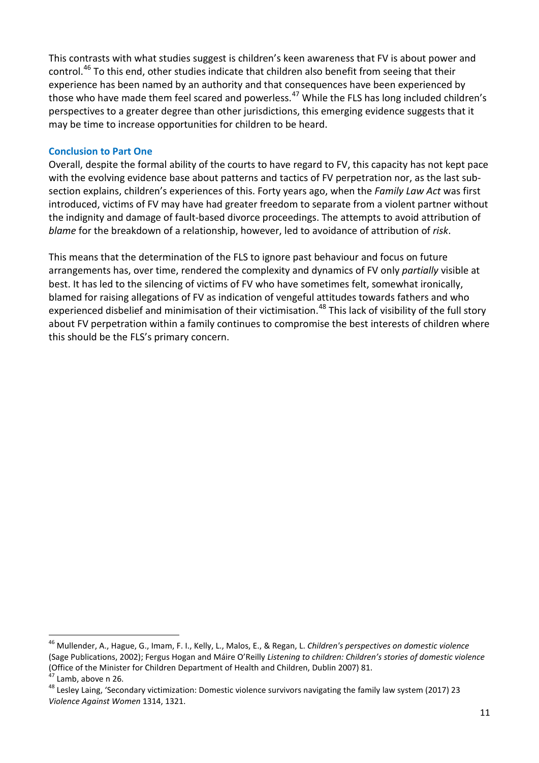This contrasts with what studies suggest is children's keen awareness that FV is about power and control.[46] To this end, other studies indicate that children also benefit from seeing that their experience has been named by an authority and that consequences have been experienced by those who have made them feel scared and powerless.[47] While the FLS has long included children's perspectives to a greater degree than other jurisdictions, this emerging evidence suggests that it may be time to increase opportunities for children to be heard.

### Conclusion to Part One

Overall, despite the formal ability of the courts to have regard to FV, this capacity has not kept pace with the evolving evidence base about patterns and tactics of FV perpetration nor, as the last sub-section explains, children's experiences of this. Forty years ago, when the *Family Law Act* was first introduced, victims of FV may have had greater freedom to separate from a violent partner without the indignity and damage of fault-based divorce proceedings. The attempts to avoid attribution of *blame* for the breakdown of a relationship, however, led to avoidance of attribution of *risk*.

This means that the determination of the FLS to ignore past behaviour and focus on future arrangements has, over time, rendered the complexity and dynamics of FV only *partially* visible at best. It has led to the silencing of victims of FV who have sometimes felt, somewhat ironically, blamed for raising allegations of FV as indication of vengeful attitudes towards fathers and who experienced disbelief and minimisation of their victimisation.[48] This lack of visibility of the full story about FV perpetration within a family continues to compromise the best interests of children where this should be the FLS's primary concern.

---

[46] Mullender, A., Hague, G., Imam, F. I., Kelly, L., Malos, E., & Regan, L. *Children's perspectives on domestic violence* (Sage Publications, 2002); Fergus Hogan and Máire O'Reilly *Listening to children: Children's stories of domestic violence* (Office of the Minister for Children Department of Health and Children, Dublin 2007) 81.

[47] Lamb, above n 26.

[48] Lesley Laing, 'Secondary victimization: Domestic violence survivors navigating the family law system (2017) 23 *Violence Against Women* 1314, 1321.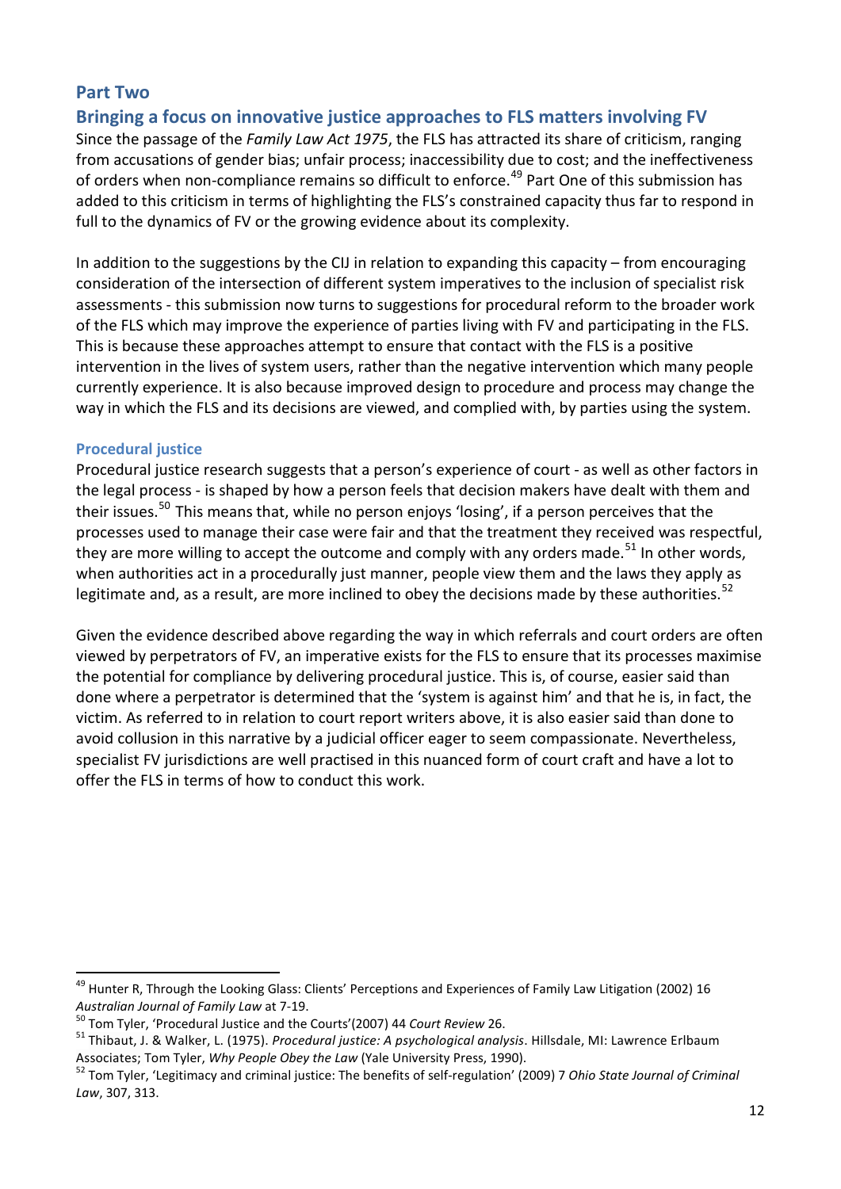## Part Two

## Bringing a focus on innovative justice approaches to FLS matters involving FV

Since the passage of the *Family Law Act 1975*, the FLS has attracted its share of criticism, ranging from accusations of gender bias; unfair process; inaccessibility due to cost; and the ineffectiveness of orders when non-compliance remains so difficult to enforce.[49] Part One of this submission has added to this criticism in terms of highlighting the FLS's constrained capacity thus far to respond in full to the dynamics of FV or the growing evidence about its complexity.

In addition to the suggestions by the CIJ in relation to expanding this capacity – from encouraging consideration of the intersection of different system imperatives to the inclusion of specialist risk assessments - this submission now turns to suggestions for procedural reform to the broader work of the FLS which may improve the experience of parties living with FV and participating in the FLS. This is because these approaches attempt to ensure that contact with the FLS is a positive intervention in the lives of system users, rather than the negative intervention which many people currently experience. It is also because improved design to procedure and process may change the way in which the FLS and its decisions are viewed, and complied with, by parties using the system.

### Procedural justice

Procedural justice research suggests that a person's experience of court - as well as other factors in the legal process - is shaped by how a person feels that decision makers have dealt with them and their issues.[50] This means that, while no person enjoys 'losing', if a person perceives that the processes used to manage their case were fair and that the treatment they received was respectful, they are more willing to accept the outcome and comply with any orders made.[51] In other words, when authorities act in a procedurally just manner, people view them and the laws they apply as legitimate and, as a result, are more inclined to obey the decisions made by these authorities.[52]

Given the evidence described above regarding the way in which referrals and court orders are often viewed by perpetrators of FV, an imperative exists for the FLS to ensure that its processes maximise the potential for compliance by delivering procedural justice. This is, of course, easier said than done where a perpetrator is determined that the 'system is against him' and that he is, in fact, the victim. As referred to in relation to court report writers above, it is also easier said than done to avoid collusion in this narrative by a judicial officer eager to seem compassionate. Nevertheless, specialist FV jurisdictions are well practised in this nuanced form of court craft and have a lot to offer the FLS in terms of how to conduct this work.

---

[49] Hunter R, Through the Looking Glass: Clients' Perceptions and Experiences of Family Law Litigation (2002) 16 *Australian Journal of Family Law* at 7-19.

[50] Tom Tyler, 'Procedural Justice and the Courts'(2007) 44 *Court Review* 26.

[51] Thibaut, J. & Walker, L. (1975). *Procedural justice: A psychological analysis*. Hillsdale, MI: Lawrence Erlbaum Associates; Tom Tyler, *Why People Obey the Law* (Yale University Press, 1990).

[52] Tom Tyler, 'Legitimacy and criminal justice: The benefits of self-regulation' (2009) 7 *Ohio State Journal of Criminal Law*, 307, 313.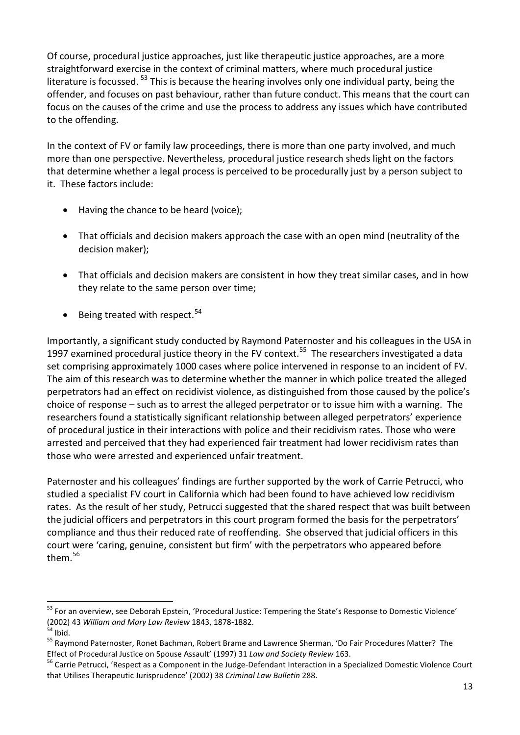Of course, procedural justice approaches, just like therapeutic justice approaches, are a more straightforward exercise in the context of criminal matters, where much procedural justice literature is focussed. [53] This is because the hearing involves only one individual party, being the offender, and focuses on past behaviour, rather than future conduct. This means that the court can focus on the causes of the crime and use the process to address any issues which have contributed to the offending.

In the context of FV or family law proceedings, there is more than one party involved, and much more than one perspective. Nevertheless, procedural justice research sheds light on the factors that determine whether a legal process is perceived to be procedurally just by a person subject to it. These factors include:

- Having the chance to be heard (voice);
- That officials and decision makers approach the case with an open mind (neutrality of the decision maker);
- That officials and decision makers are consistent in how they treat similar cases, and in how they relate to the same person over time;
- Being treated with respect.[54]

Importantly, a significant study conducted by Raymond Paternoster and his colleagues in the USA in 1997 examined procedural justice theory in the FV context.[55] The researchers investigated a data set comprising approximately 1000 cases where police intervened in response to an incident of FV. The aim of this research was to determine whether the manner in which police treated the alleged perpetrators had an effect on recidivist violence, as distinguished from those caused by the police's choice of response – such as to arrest the alleged perpetrator or to issue him with a warning. The researchers found a statistically significant relationship between alleged perpetrators' experience of procedural justice in their interactions with police and their recidivism rates. Those who were arrested and perceived that they had experienced fair treatment had lower recidivism rates than those who were arrested and experienced unfair treatment.

Paternoster and his colleagues' findings are further supported by the work of Carrie Petrucci, who studied a specialist FV court in California which had been found to have achieved low recidivism rates. As the result of her study, Petrucci suggested that the shared respect that was built between the judicial officers and perpetrators in this court program formed the basis for the perpetrators' compliance and thus their reduced rate of reoffending. She observed that judicial officers in this court were 'caring, genuine, consistent but firm' with the perpetrators who appeared before them.[56]

---

[53] For an overview, see Deborah Epstein, 'Procedural Justice: Tempering the State's Response to Domestic Violence' (2002) 43 *William and Mary Law Review* 1843, 1878-1882.

[54] Ibid.

[55] Raymond Paternoster, Ronet Bachman, Robert Brame and Lawrence Sherman, 'Do Fair Procedures Matter? The Effect of Procedural Justice on Spouse Assault' (1997) 31 *Law and Society Review* 163.

[56] Carrie Petrucci, 'Respect as a Component in the Judge-Defendant Interaction in a Specialized Domestic Violence Court that Utilises Therapeutic Jurisprudence' (2002) 38 *Criminal Law Bulletin* 288.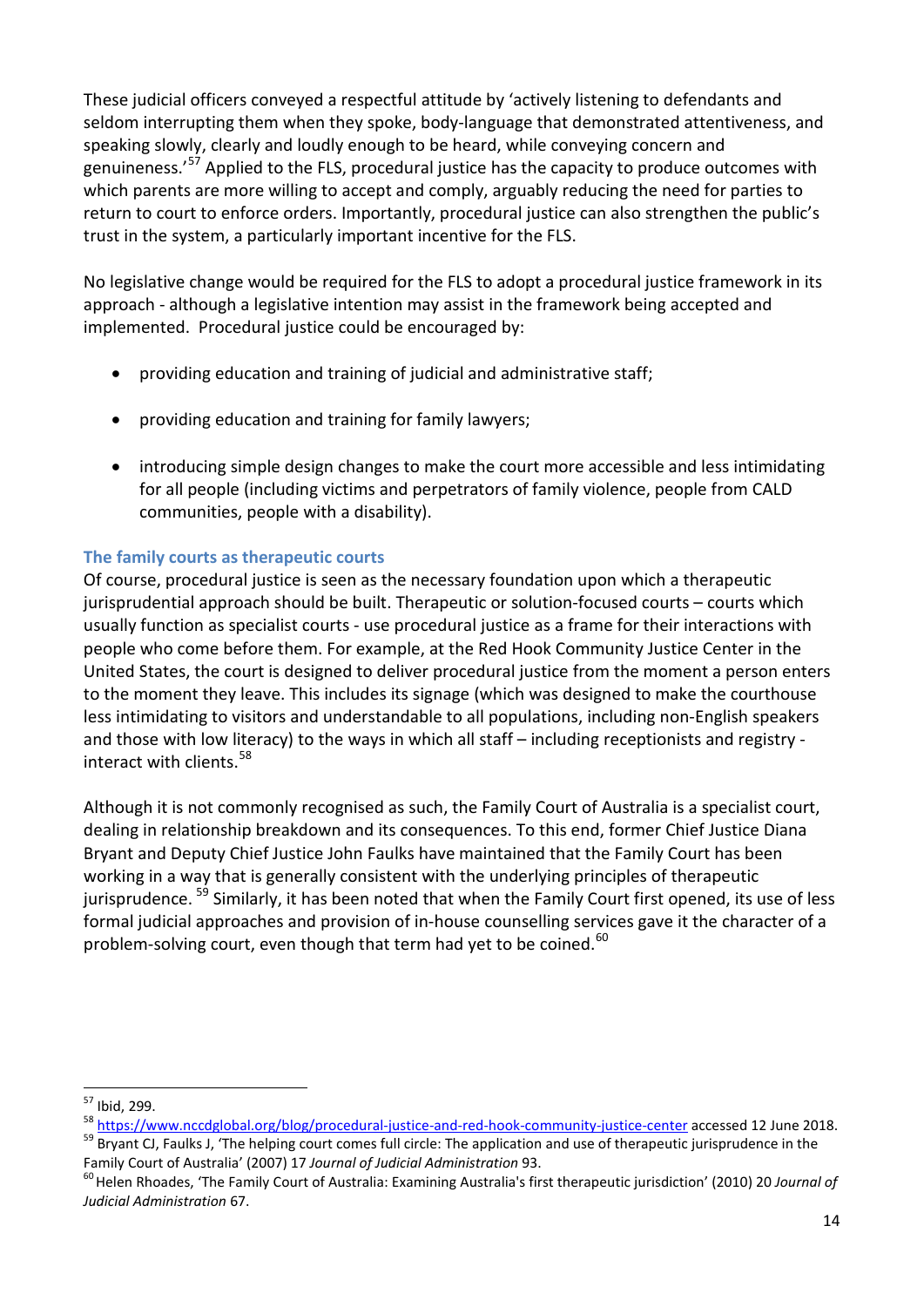These judicial officers conveyed a respectful attitude by 'actively listening to defendants and seldom interrupting them when they spoke, body-language that demonstrated attentiveness, and speaking slowly, clearly and loudly enough to be heard, while conveying concern and genuineness.'[57] Applied to the FLS, procedural justice has the capacity to produce outcomes with which parents are more willing to accept and comply, arguably reducing the need for parties to return to court to enforce orders. Importantly, procedural justice can also strengthen the public's trust in the system, a particularly important incentive for the FLS.

No legislative change would be required for the FLS to adopt a procedural justice framework in its approach - although a legislative intention may assist in the framework being accepted and implemented. Procedural justice could be encouraged by:

- providing education and training of judicial and administrative staff;
- providing education and training for family lawyers;
- introducing simple design changes to make the court more accessible and less intimidating for all people (including victims and perpetrators of family violence, people from CALD communities, people with a disability).

### The family courts as therapeutic courts

Of course, procedural justice is seen as the necessary foundation upon which a therapeutic jurisprudential approach should be built. Therapeutic or solution-focused courts – courts which usually function as specialist courts - use procedural justice as a frame for their interactions with people who come before them. For example, at the Red Hook Community Justice Center in the United States, the court is designed to deliver procedural justice from the moment a person enters to the moment they leave. This includes its signage (which was designed to make the courthouse less intimidating to visitors and understandable to all populations, including non-English speakers and those with low literacy) to the ways in which all staff – including receptionists and registry - interact with clients.[58]

Although it is not commonly recognised as such, the Family Court of Australia is a specialist court, dealing in relationship breakdown and its consequences. To this end, former Chief Justice Diana Bryant and Deputy Chief Justice John Faulks have maintained that the Family Court has been working in a way that is generally consistent with the underlying principles of therapeutic jurisprudence.[59] Similarly, it has been noted that when the Family Court first opened, its use of less formal judicial approaches and provision of in-house counselling services gave it the character of a problem-solving court, even though that term had yet to be coined.[60]

---

[57] Ibid, 299.

[58] https://www.nccdglobal.org/blog/procedural-justice-and-red-hook-community-justice-center accessed 12 June 2018.

[59] Bryant CJ, Faulks J, 'The helping court comes full circle: The application and use of therapeutic jurisprudence in the Family Court of Australia' (2007) 17 *Journal of Judicial Administration* 93.

[60] Helen Rhoades, 'The Family Court of Australia: Examining Australia's first therapeutic jurisdiction' (2010) 20 *Journal of Judicial Administration* 67.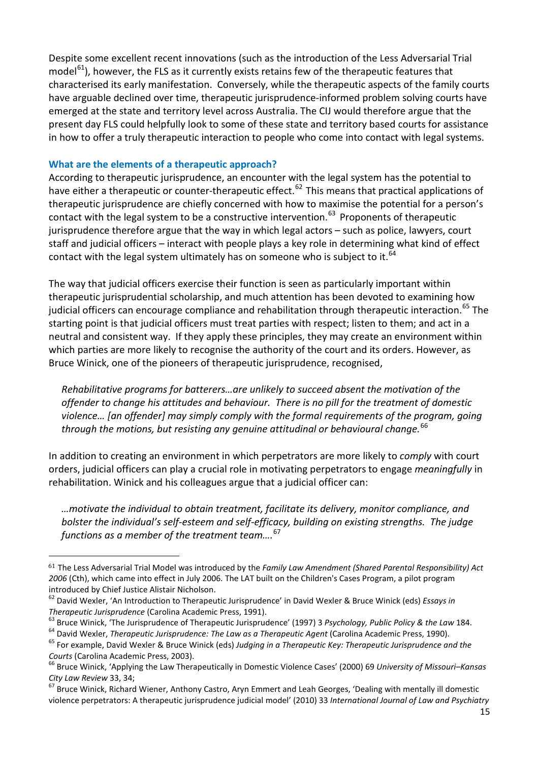Despite some excellent recent innovations (such as the introduction of the Less Adversarial Trial model[61]), however, the FLS as it currently exists retains few of the therapeutic features that characterised its early manifestation. Conversely, while the therapeutic aspects of the family courts have arguable declined over time, therapeutic jurisprudence-informed problem solving courts have emerged at the state and territory level across Australia. The CIJ would therefore argue that the present day FLS could helpfully look to some of these state and territory based courts for assistance in how to offer a truly therapeutic interaction to people who come into contact with legal systems.

### What are the elements of a therapeutic approach?

According to therapeutic jurisprudence, an encounter with the legal system has the potential to have either a therapeutic or counter-therapeutic effect.[62] This means that practical applications of therapeutic jurisprudence are chiefly concerned with how to maximise the potential for a person's contact with the legal system to be a constructive intervention.[63] Proponents of therapeutic jurisprudence therefore argue that the way in which legal actors – such as police, lawyers, court staff and judicial officers – interact with people plays a key role in determining what kind of effect contact with the legal system ultimately has on someone who is subject to it.[64]

The way that judicial officers exercise their function is seen as particularly important within therapeutic jurisprudential scholarship, and much attention has been devoted to examining how judicial officers can encourage compliance and rehabilitation through therapeutic interaction.[65] The starting point is that judicial officers must treat parties with respect; listen to them; and act in a neutral and consistent way. If they apply these principles, they may create an environment within which parties are more likely to recognise the authority of the court and its orders. However, as Bruce Winick, one of the pioneers of therapeutic jurisprudence, recognised,

> *Rehabilitative programs for batterers…are unlikely to succeed absent the motivation of the offender to change his attitudes and behaviour. There is no pill for the treatment of domestic violence… [an offender] may simply comply with the formal requirements of the program, going through the motions, but resisting any genuine attitudinal or behavioural change.*[66]

In addition to creating an environment in which perpetrators are more likely to *comply* with court orders, judicial officers can play a crucial role in motivating perpetrators to engage *meaningfully* in rehabilitation. Winick and his colleagues argue that a judicial officer can:

> *…motivate the individual to obtain treatment, facilitate its delivery, monitor compliance, and bolster the individual's self-esteem and self-efficacy, building on existing strengths. The judge functions as a member of the treatment team….*[67]

---

[61] The Less Adversarial Trial Model was introduced by the *Family Law Amendment (Shared Parental Responsibility) Act 2006* (Cth), which came into effect in July 2006. The LAT built on the Children's Cases Program, a pilot program introduced by Chief Justice Alistair Nicholson.

[62] David Wexler, 'An Introduction to Therapeutic Jurisprudence' in David Wexler & Bruce Winick (eds) *Essays in Therapeutic Jurisprudence* (Carolina Academic Press, 1991).

[63] Bruce Winick, 'The Jurisprudence of Therapeutic Jurisprudence' (1997) 3 *Psychology, Public Policy & the Law* 184.

[64] David Wexler, *Therapeutic Jurisprudence: The Law as a Therapeutic Agent* (Carolina Academic Press, 1990).

[65] For example, David Wexler & Bruce Winick (eds) *Judging in a Therapeutic Key: Therapeutic Jurisprudence and the Courts* (Carolina Academic Press, 2003).

[66] Bruce Winick, 'Applying the Law Therapeutically in Domestic Violence Cases' (2000) 69 *University of Missouri–Kansas City Law Review* 33, 34;

[67] Bruce Winick, Richard Wiener, Anthony Castro, Aryn Emmert and Leah Georges, 'Dealing with mentally ill domestic violence perpetrators: A therapeutic jurisprudence judicial model' (2010) 33 *International Journal of Law and Psychiatry*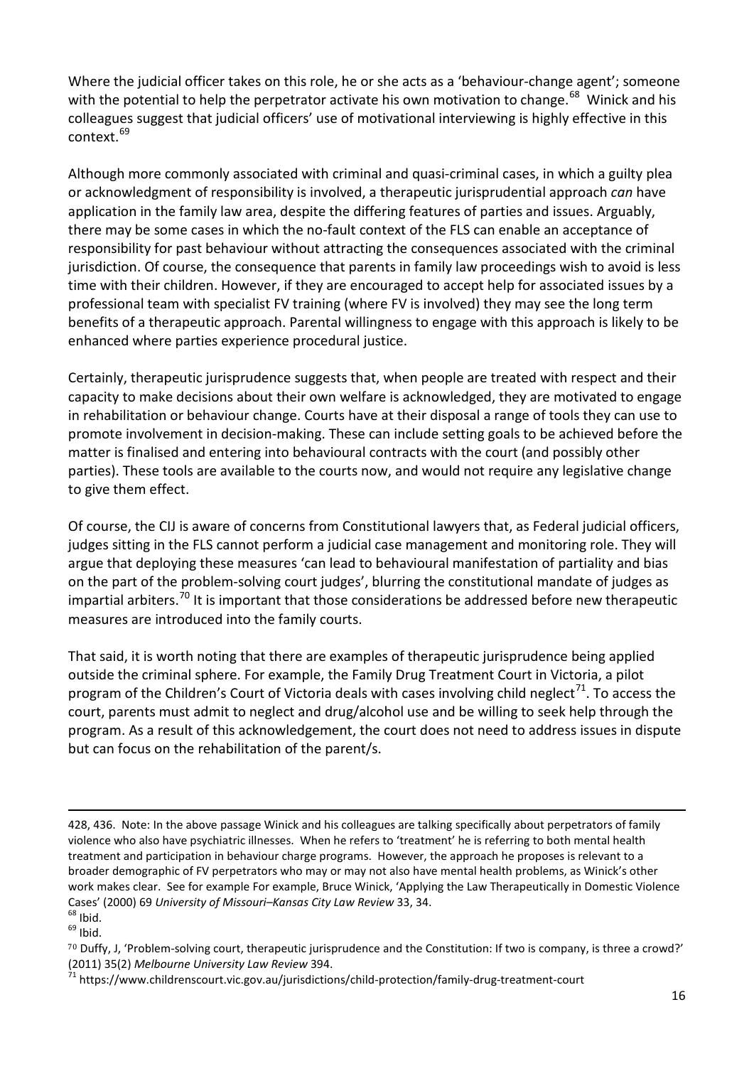Where the judicial officer takes on this role, he or she acts as a 'behaviour-change agent'; someone with the potential to help the perpetrator activate his own motivation to change.[68] Winick and his colleagues suggest that judicial officers' use of motivational interviewing is highly effective in this context.[69]

Although more commonly associated with criminal and quasi-criminal cases, in which a guilty plea or acknowledgment of responsibility is involved, a therapeutic jurisprudential approach *can* have application in the family law area, despite the differing features of parties and issues. Arguably, there may be some cases in which the no-fault context of the FLS can enable an acceptance of responsibility for past behaviour without attracting the consequences associated with the criminal jurisdiction. Of course, the consequence that parents in family law proceedings wish to avoid is less time with their children. However, if they are encouraged to accept help for associated issues by a professional team with specialist FV training (where FV is involved) they may see the long term benefits of a therapeutic approach. Parental willingness to engage with this approach is likely to be enhanced where parties experience procedural justice.

Certainly, therapeutic jurisprudence suggests that, when people are treated with respect and their capacity to make decisions about their own welfare is acknowledged, they are motivated to engage in rehabilitation or behaviour change. Courts have at their disposal a range of tools they can use to promote involvement in decision-making. These can include setting goals to be achieved before the matter is finalised and entering into behavioural contracts with the court (and possibly other parties). These tools are available to the courts now, and would not require any legislative change to give them effect.

Of course, the CIJ is aware of concerns from Constitutional lawyers that, as Federal judicial officers, judges sitting in the FLS cannot perform a judicial case management and monitoring role. They will argue that deploying these measures 'can lead to behavioural manifestation of partiality and bias on the part of the problem-solving court judges', blurring the constitutional mandate of judges as impartial arbiters.[70] It is important that those considerations be addressed before new therapeutic measures are introduced into the family courts.

That said, it is worth noting that there are examples of therapeutic jurisprudence being applied outside the criminal sphere. For example, the Family Drug Treatment Court in Victoria, a pilot program of the Children's Court of Victoria deals with cases involving child neglect[71]. To access the court, parents must admit to neglect and drug/alcohol use and be willing to seek help through the program. As a result of this acknowledgement, the court does not need to address issues in dispute but can focus on the rehabilitation of the parent/s.

---

428, 436. Note: In the above passage Winick and his colleagues are talking specifically about perpetrators of family violence who also have psychiatric illnesses. When he refers to 'treatment' he is referring to both mental health treatment and participation in behaviour charge programs. However, the approach he proposes is relevant to a broader demographic of FV perpetrators who may or may not also have mental health problems, as Winick's other work makes clear. See for example For example, Bruce Winick, 'Applying the Law Therapeutically in Domestic Violence Cases' (2000) 69 *University of Missouri–Kansas City Law Review* 33, 34.

[68] Ibid.

[69] Ibid.

[70] Duffy, J, 'Problem-solving court, therapeutic jurisprudence and the Constitution: If two is company, is three a crowd?' (2011) 35(2) *Melbourne University Law Review* 394.

[71] https://www.childrenscourt.vic.gov.au/jurisdictions/child-protection/family-drug-treatment-court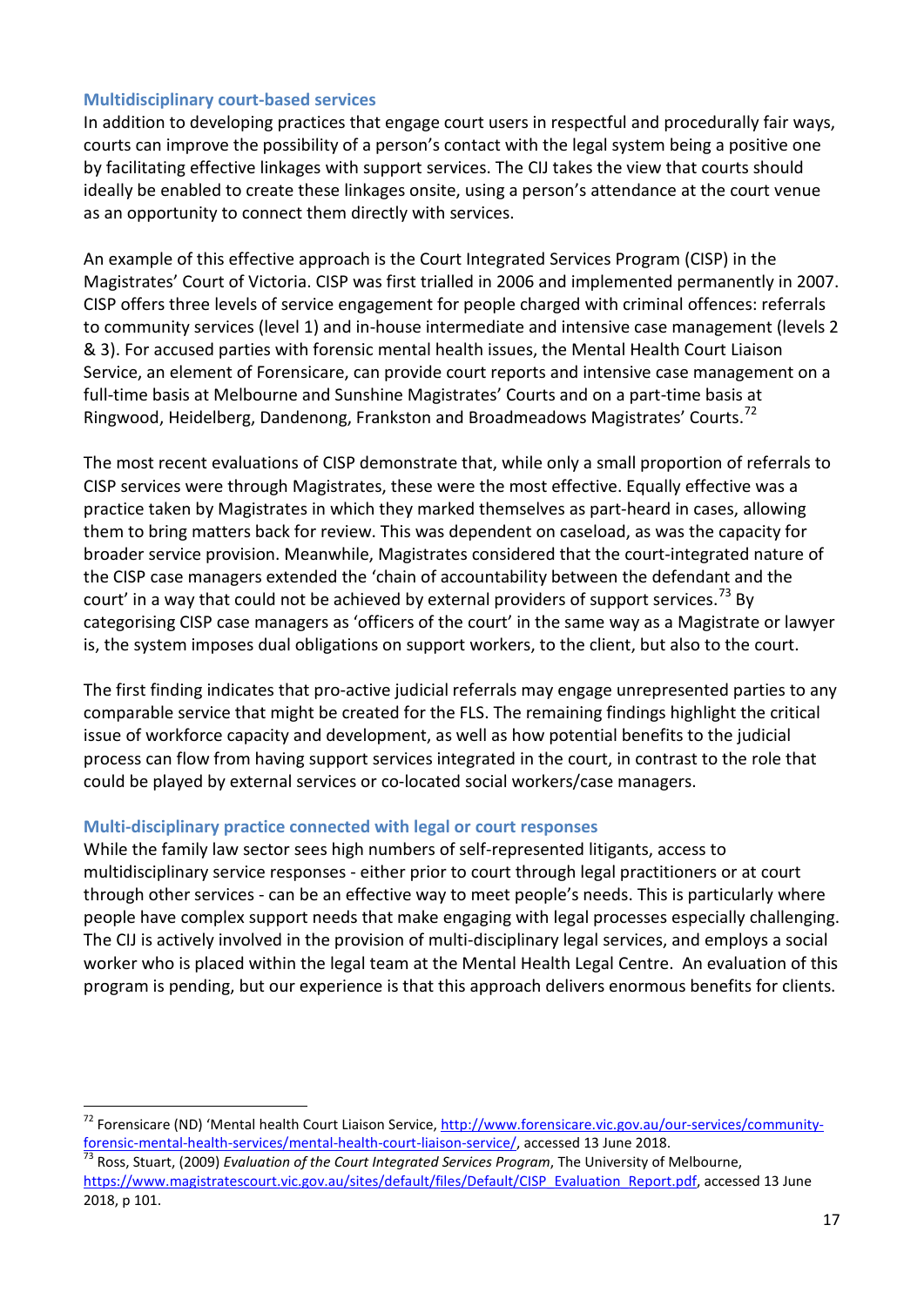### Multidisciplinary court-based services

In addition to developing practices that engage court users in respectful and procedurally fair ways, courts can improve the possibility of a person's contact with the legal system being a positive one by facilitating effective linkages with support services. The CIJ takes the view that courts should ideally be enabled to create these linkages onsite, using a person's attendance at the court venue as an opportunity to connect them directly with services.

An example of this effective approach is the Court Integrated Services Program (CISP) in the Magistrates' Court of Victoria. CISP was first trialled in 2006 and implemented permanently in 2007. CISP offers three levels of service engagement for people charged with criminal offences: referrals to community services (level 1) and in-house intermediate and intensive case management (levels 2 & 3). For accused parties with forensic mental health issues, the Mental Health Court Liaison Service, an element of Forensicare, can provide court reports and intensive case management on a full-time basis at Melbourne and Sunshine Magistrates' Courts and on a part-time basis at Ringwood, Heidelberg, Dandenong, Frankston and Broadmeadows Magistrates' Courts.[72]

The most recent evaluations of CISP demonstrate that, while only a small proportion of referrals to CISP services were through Magistrates, these were the most effective. Equally effective was a practice taken by Magistrates in which they marked themselves as part-heard in cases, allowing them to bring matters back for review. This was dependent on caseload, as was the capacity for broader service provision. Meanwhile, Magistrates considered that the court-integrated nature of the CISP case managers extended the 'chain of accountability between the defendant and the court' in a way that could not be achieved by external providers of support services.[73] By categorising CISP case managers as 'officers of the court' in the same way as a Magistrate or lawyer is, the system imposes dual obligations on support workers, to the client, but also to the court.

The first finding indicates that pro-active judicial referrals may engage unrepresented parties to any comparable service that might be created for the FLS. The remaining findings highlight the critical issue of workforce capacity and development, as well as how potential benefits to the judicial process can flow from having support services integrated in the court, in contrast to the role that could be played by external services or co-located social workers/case managers.

### Multi-disciplinary practice connected with legal or court responses

While the family law sector sees high numbers of self-represented litigants, access to multidisciplinary service responses - either prior to court through legal practitioners or at court through other services - can be an effective way to meet people's needs. This is particularly where people have complex support needs that make engaging with legal processes especially challenging. The CIJ is actively involved in the provision of multi-disciplinary legal services, and employs a social worker who is placed within the legal team at the Mental Health Legal Centre. An evaluation of this program is pending, but our experience is that this approach delivers enormous benefits for clients.

---

[72] Forensicare (ND) 'Mental health Court Liaison Service, http://www.forensicare.vic.gov.au/our-services/community-forensic-mental-health-services/mental-health-court-liaison-service/, accessed 13 June 2018.

[73] Ross, Stuart, (2009) *Evaluation of the Court Integrated Services Program*, The University of Melbourne, https://www.magistratescourt.vic.gov.au/sites/default/files/Default/CISP_Evaluation_Report.pdf, accessed 13 June 2018, p 101.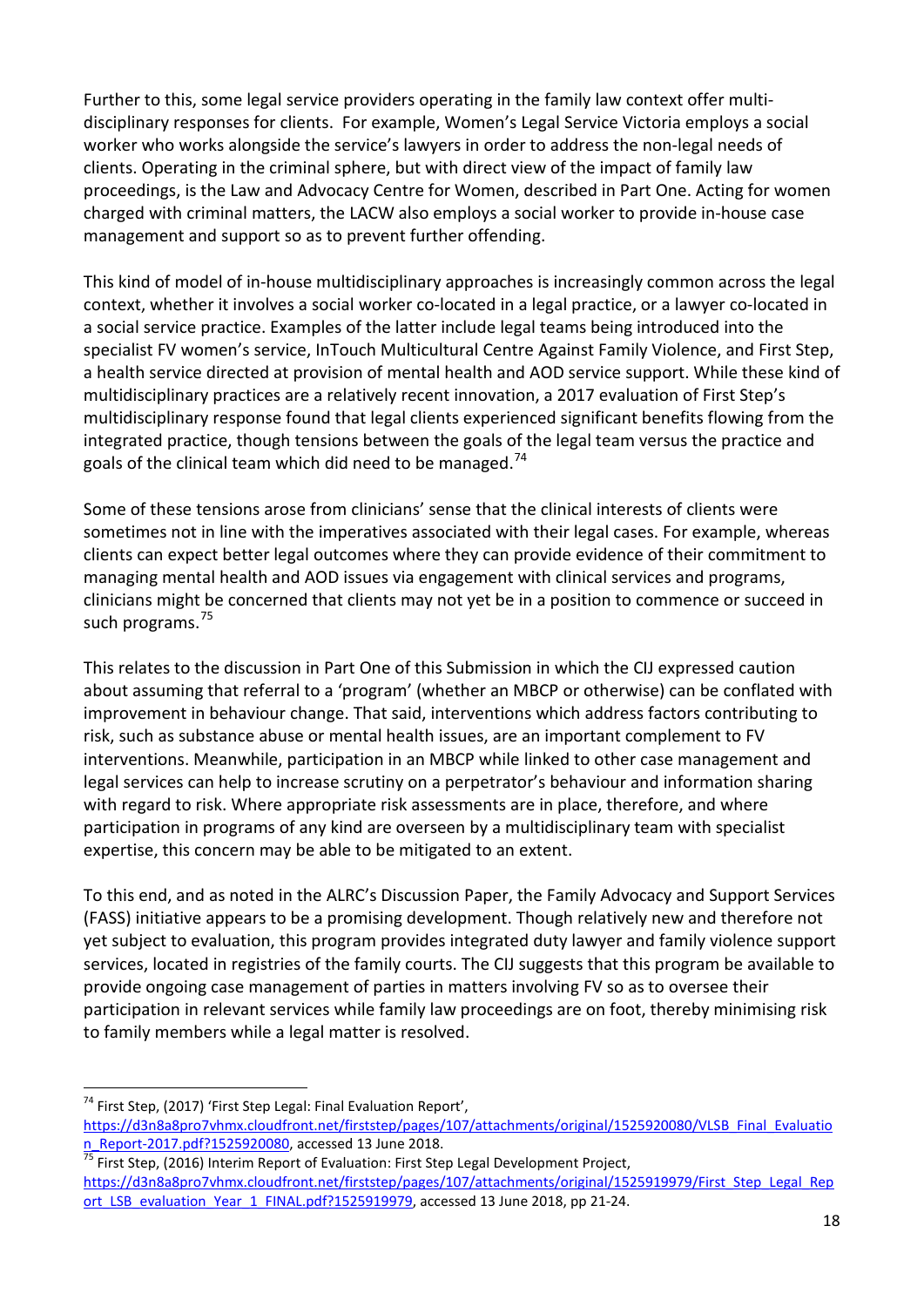Further to this, some legal service providers operating in the family law context offer multi-disciplinary responses for clients. For example, Women's Legal Service Victoria employs a social worker who works alongside the service's lawyers in order to address the non-legal needs of clients. Operating in the criminal sphere, but with direct view of the impact of family law proceedings, is the Law and Advocacy Centre for Women, described in Part One. Acting for women charged with criminal matters, the LACW also employs a social worker to provide in-house case management and support so as to prevent further offending.

This kind of model of in-house multidisciplinary approaches is increasingly common across the legal context, whether it involves a social worker co-located in a legal practice, or a lawyer co-located in a social service practice. Examples of the latter include legal teams being introduced into the specialist FV women's service, InTouch Multicultural Centre Against Family Violence, and First Step, a health service directed at provision of mental health and AOD service support. While these kind of multidisciplinary practices are a relatively recent innovation, a 2017 evaluation of First Step's multidisciplinary response found that legal clients experienced significant benefits flowing from the integrated practice, though tensions between the goals of the legal team versus the practice and goals of the clinical team which did need to be managed.[74]

Some of these tensions arose from clinicians' sense that the clinical interests of clients were sometimes not in line with the imperatives associated with their legal cases. For example, whereas clients can expect better legal outcomes where they can provide evidence of their commitment to managing mental health and AOD issues via engagement with clinical services and programs, clinicians might be concerned that clients may not yet be in a position to commence or succeed in such programs.[75]

This relates to the discussion in Part One of this Submission in which the CIJ expressed caution about assuming that referral to a 'program' (whether an MBCP or otherwise) can be conflated with improvement in behaviour change. That said, interventions which address factors contributing to risk, such as substance abuse or mental health issues, are an important complement to FV interventions. Meanwhile, participation in an MBCP while linked to other case management and legal services can help to increase scrutiny on a perpetrator's behaviour and information sharing with regard to risk. Where appropriate risk assessments are in place, therefore, and where participation in programs of any kind are overseen by a multidisciplinary team with specialist expertise, this concern may be able to be mitigated to an extent.

To this end, and as noted in the ALRC's Discussion Paper, the Family Advocacy and Support Services (FASS) initiative appears to be a promising development. Though relatively new and therefore not yet subject to evaluation, this program provides integrated duty lawyer and family violence support services, located in registries of the family courts. The CIJ suggests that this program be available to provide ongoing case management of parties in matters involving FV so as to oversee their participation in relevant services while family law proceedings are on foot, thereby minimising risk to family members while a legal matter is resolved.

---

[74] First Step, (2017) 'First Step Legal: Final Evaluation Report', https://d3n8a8pro7vhmx.cloudfront.net/firststep/pages/107/attachments/original/1525920080/VLSB_Final_Evaluation_Report-2017.pdf?1525920080, accessed 13 June 2018.

[75] First Step, (2016) Interim Report of Evaluation: First Step Legal Development Project, https://d3n8a8pro7vhmx.cloudfront.net/firststep/pages/107/attachments/original/1525919979/First_Step_Legal_Report_LSB_evaluation_Year_1_FINAL.pdf?1525919979, accessed 13 June 2018, pp 21-24.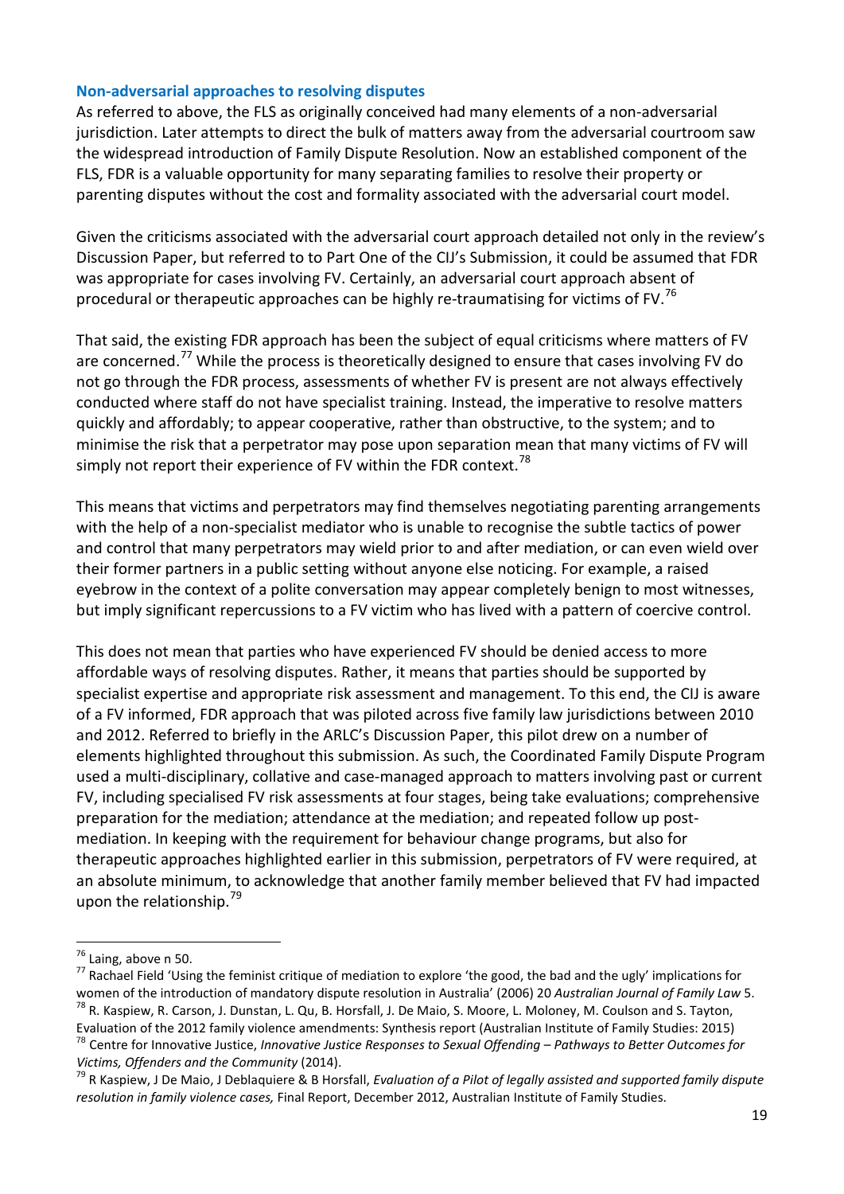### Non-adversarial approaches to resolving disputes

As referred to above, the FLS as originally conceived had many elements of a non-adversarial jurisdiction. Later attempts to direct the bulk of matters away from the adversarial courtroom saw the widespread introduction of Family Dispute Resolution. Now an established component of the FLS, FDR is a valuable opportunity for many separating families to resolve their property or parenting disputes without the cost and formality associated with the adversarial court model.

Given the criticisms associated with the adversarial court approach detailed not only in the review's Discussion Paper, but referred to to Part One of the CIJ's Submission, it could be assumed that FDR was appropriate for cases involving FV. Certainly, an adversarial court approach absent of procedural or therapeutic approaches can be highly re-traumatising for victims of FV.[76]

That said, the existing FDR approach has been the subject of equal criticisms where matters of FV are concerned.[77] While the process is theoretically designed to ensure that cases involving FV do not go through the FDR process, assessments of whether FV is present are not always effectively conducted where staff do not have specialist training. Instead, the imperative to resolve matters quickly and affordably; to appear cooperative, rather than obstructive, to the system; and to minimise the risk that a perpetrator may pose upon separation mean that many victims of FV will simply not report their experience of FV within the FDR context.[78]

This means that victims and perpetrators may find themselves negotiating parenting arrangements with the help of a non-specialist mediator who is unable to recognise the subtle tactics of power and control that many perpetrators may wield prior to and after mediation, or can even wield over their former partners in a public setting without anyone else noticing. For example, a raised eyebrow in the context of a polite conversation may appear completely benign to most witnesses, but imply significant repercussions to a FV victim who has lived with a pattern of coercive control.

This does not mean that parties who have experienced FV should be denied access to more affordable ways of resolving disputes. Rather, it means that parties should be supported by specialist expertise and appropriate risk assessment and management. To this end, the CIJ is aware of a FV informed, FDR approach that was piloted across five family law jurisdictions between 2010 and 2012. Referred to briefly in the ARLC's Discussion Paper, this pilot drew on a number of elements highlighted throughout this submission. As such, the Coordinated Family Dispute Program used a multi-disciplinary, collative and case-managed approach to matters involving past or current FV, including specialised FV risk assessments at four stages, being take evaluations; comprehensive preparation for the mediation; attendance at the mediation; and repeated follow up post-mediation. In keeping with the requirement for behaviour change programs, but also for therapeutic approaches highlighted earlier in this submission, perpetrators of FV were required, at an absolute minimum, to acknowledge that another family member believed that FV had impacted upon the relationship.[79]

---

[76] Laing, above n 50.

[77] Rachael Field 'Using the feminist critique of mediation to explore 'the good, the bad and the ugly' implications for women of the introduction of mandatory dispute resolution in Australia' (2006) 20 *Australian Journal of Family Law* 5.

[78] R. Kaspiew, R. Carson, J. Dunstan, L. Qu, B. Horsfall, J. De Maio, S. Moore, L. Moloney, M. Coulson and S. Tayton, Evaluation of the 2012 family violence amendments: Synthesis report (Australian Institute of Family Studies: 2015)

[78] Centre for Innovative Justice, *Innovative Justice Responses to Sexual Offending – Pathways to Better Outcomes for Victims, Offenders and the Community* (2014).

[79] R Kaspiew, J De Maio, J Deblaquiere & B Horsfall, *Evaluation of a Pilot of legally assisted and supported family dispute resolution in family violence cases,* Final Report, December 2012, Australian Institute of Family Studies.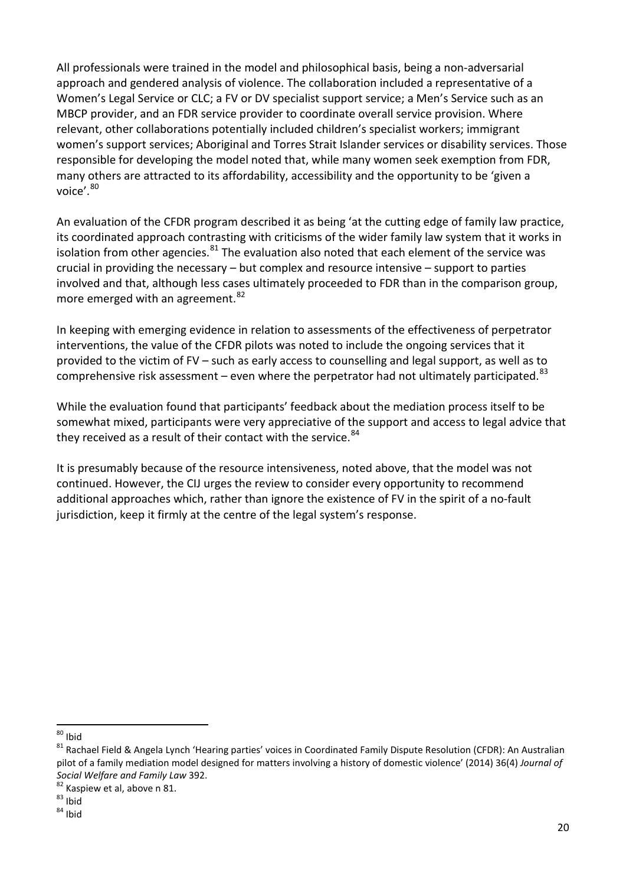All professionals were trained in the model and philosophical basis, being a non-adversarial approach and gendered analysis of violence. The collaboration included a representative of a Women's Legal Service or CLC; a FV or DV specialist support service; a Men's Service such as an MBCP provider, and an FDR service provider to coordinate overall service provision. Where relevant, other collaborations potentially included children's specialist workers; immigrant women's support services; Aboriginal and Torres Strait Islander services or disability services. Those responsible for developing the model noted that, while many women seek exemption from FDR, many others are attracted to its affordability, accessibility and the opportunity to be 'given a voice'.[80]

An evaluation of the CFDR program described it as being 'at the cutting edge of family law practice, its coordinated approach contrasting with criticisms of the wider family law system that it works in isolation from other agencies.[81] The evaluation also noted that each element of the service was crucial in providing the necessary – but complex and resource intensive – support to parties involved and that, although less cases ultimately proceeded to FDR than in the comparison group, more emerged with an agreement.[82]

In keeping with emerging evidence in relation to assessments of the effectiveness of perpetrator interventions, the value of the CFDR pilots was noted to include the ongoing services that it provided to the victim of FV – such as early access to counselling and legal support, as well as to comprehensive risk assessment – even where the perpetrator had not ultimately participated.[83]

While the evaluation found that participants' feedback about the mediation process itself to be somewhat mixed, participants were very appreciative of the support and access to legal advice that they received as a result of their contact with the service.[84]

It is presumably because of the resource intensiveness, noted above, that the model was not continued. However, the CIJ urges the review to consider every opportunity to recommend additional approaches which, rather than ignore the existence of FV in the spirit of a no-fault jurisdiction, keep it firmly at the centre of the legal system's response.

---

[80] Ibid

[81] Rachael Field & Angela Lynch 'Hearing parties' voices in Coordinated Family Dispute Resolution (CFDR): An Australian pilot of a family mediation model designed for matters involving a history of domestic violence' (2014) 36(4) *Journal of Social Welfare and Family Law* 392.

[82] Kaspiew et al, above n 81.

[83] Ibid

[84] Ibid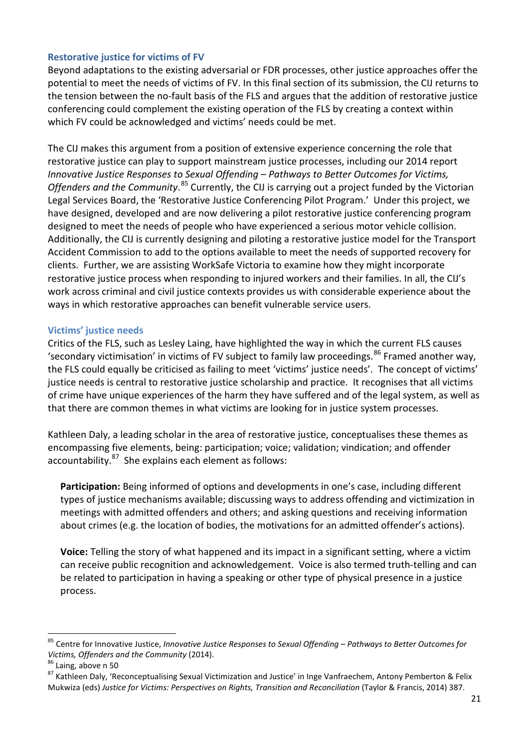### Restorative justice for victims of FV

Beyond adaptations to the existing adversarial or FDR processes, other justice approaches offer the potential to meet the needs of victims of FV. In this final section of its submission, the CIJ returns to the tension between the no-fault basis of the FLS and argues that the addition of restorative justice conferencing could complement the existing operation of the FLS by creating a context within which FV could be acknowledged and victims' needs could be met.

The CIJ makes this argument from a position of extensive experience concerning the role that restorative justice can play to support mainstream justice processes, including our 2014 report *Innovative Justice Responses to Sexual Offending – Pathways to Better Outcomes for Victims, Offenders and the Community*.[85] Currently, the CIJ is carrying out a project funded by the Victorian Legal Services Board, the 'Restorative Justice Conferencing Pilot Program.' Under this project, we have designed, developed and are now delivering a pilot restorative justice conferencing program designed to meet the needs of people who have experienced a serious motor vehicle collision. Additionally, the CIJ is currently designing and piloting a restorative justice model for the Transport Accident Commission to add to the options available to meet the needs of supported recovery for clients. Further, we are assisting WorkSafe Victoria to examine how they might incorporate restorative justice process when responding to injured workers and their families. In all, the CIJ's work across criminal and civil justice contexts provides us with considerable experience about the ways in which restorative approaches can benefit vulnerable service users.

### Victims' justice needs

Critics of the FLS, such as Lesley Laing, have highlighted the way in which the current FLS causes 'secondary victimisation' in victims of FV subject to family law proceedings.[86] Framed another way, the FLS could equally be criticised as failing to meet 'victims' justice needs'. The concept of victims' justice needs is central to restorative justice scholarship and practice. It recognises that all victims of crime have unique experiences of the harm they have suffered and of the legal system, as well as that there are common themes in what victims are looking for in justice system processes.

Kathleen Daly, a leading scholar in the area of restorative justice, conceptualises these themes as encompassing five elements, being: participation; voice; validation; vindication; and offender accountability.[87] She explains each element as follows:

> **Participation:** Being informed of options and developments in one's case, including different types of justice mechanisms available; discussing ways to address offending and victimization in meetings with admitted offenders and others; and asking questions and receiving information about crimes (e.g. the location of bodies, the motivations for an admitted offender's actions).
>
> **Voice:** Telling the story of what happened and its impact in a significant setting, where a victim can receive public recognition and acknowledgement. Voice is also termed truth-telling and can be related to participation in having a speaking or other type of physical presence in a justice process.

---

[85] Centre for Innovative Justice, *Innovative Justice Responses to Sexual Offending – Pathways to Better Outcomes for Victims, Offenders and the Community* (2014).

[86] Laing, above n 50

[87] Kathleen Daly, 'Reconceptualising Sexual Victimization and Justice' in Inge Vanfraechem, Antony Pemberton & Felix Mukwiza (eds) *Justice for Victims: Perspectives on Rights, Transition and Reconciliation* (Taylor & Francis, 2014) 387.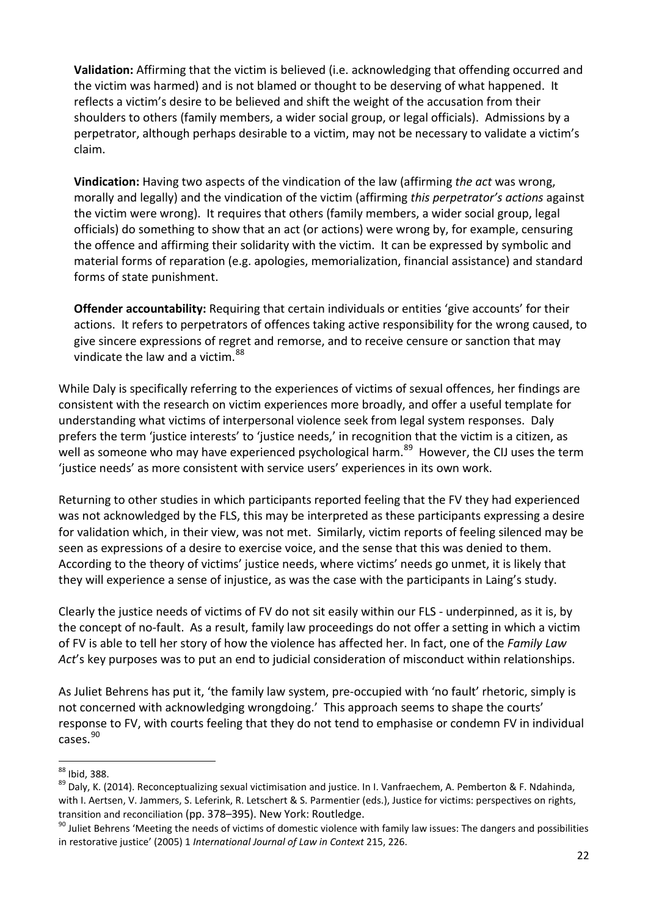**Validation:** Affirming that the victim is believed (i.e. acknowledging that offending occurred and the victim was harmed) and is not blamed or thought to be deserving of what happened. It reflects a victim's desire to be believed and shift the weight of the accusation from their shoulders to others (family members, a wider social group, or legal officials). Admissions by a perpetrator, although perhaps desirable to a victim, may not be necessary to validate a victim's claim.

**Vindication:** Having two aspects of the vindication of the law (affirming *the act* was wrong, morally and legally) and the vindication of the victim (affirming *this perpetrator's actions* against the victim were wrong). It requires that others (family members, a wider social group, legal officials) do something to show that an act (or actions) were wrong by, for example, censuring the offence and affirming their solidarity with the victim. It can be expressed by symbolic and material forms of reparation (e.g. apologies, memorialization, financial assistance) and standard forms of state punishment.

**Offender accountability:** Requiring that certain individuals or entities 'give accounts' for their actions. It refers to perpetrators of offences taking active responsibility for the wrong caused, to give sincere expressions of regret and remorse, and to receive censure or sanction that may vindicate the law and a victim.[88]

While Daly is specifically referring to the experiences of victims of sexual offences, her findings are consistent with the research on victim experiences more broadly, and offer a useful template for understanding what victims of interpersonal violence seek from legal system responses. Daly prefers the term 'justice interests' to 'justice needs,' in recognition that the victim is a citizen, as well as someone who may have experienced psychological harm.[89] However, the CIJ uses the term 'justice needs' as more consistent with service users' experiences in its own work.

Returning to other studies in which participants reported feeling that the FV they had experienced was not acknowledged by the FLS, this may be interpreted as these participants expressing a desire for validation which, in their view, was not met. Similarly, victim reports of feeling silenced may be seen as expressions of a desire to exercise voice, and the sense that this was denied to them. According to the theory of victims' justice needs, where victims' needs go unmet, it is likely that they will experience a sense of injustice, as was the case with the participants in Laing's study.

Clearly the justice needs of victims of FV do not sit easily within our FLS - underpinned, as it is, by the concept of no-fault. As a result, family law proceedings do not offer a setting in which a victim of FV is able to tell her story of how the violence has affected her. In fact, one of the *Family Law Act*'s key purposes was to put an end to judicial consideration of misconduct within relationships.

As Juliet Behrens has put it, 'the family law system, pre-occupied with 'no fault' rhetoric, simply is not concerned with acknowledging wrongdoing.' This approach seems to shape the courts' response to FV, with courts feeling that they do not tend to emphasise or condemn FV in individual cases.[90]

---

[88] Ibid, 388.

[89] Daly, K. (2014). Reconceptualizing sexual victimisation and justice. In I. Vanfraechem, A. Pemberton & F. Ndahinda, with I. Aertsen, V. Jammers, S. Leferink, R. Letschert & S. Parmentier (eds.), Justice for victims: perspectives on rights, transition and reconciliation (pp. 378–395). New York: Routledge.

[90] Juliet Behrens 'Meeting the needs of victims of domestic violence with family law issues: The dangers and possibilities in restorative justice' (2005) 1 *International Journal of Law in Context* 215, 226.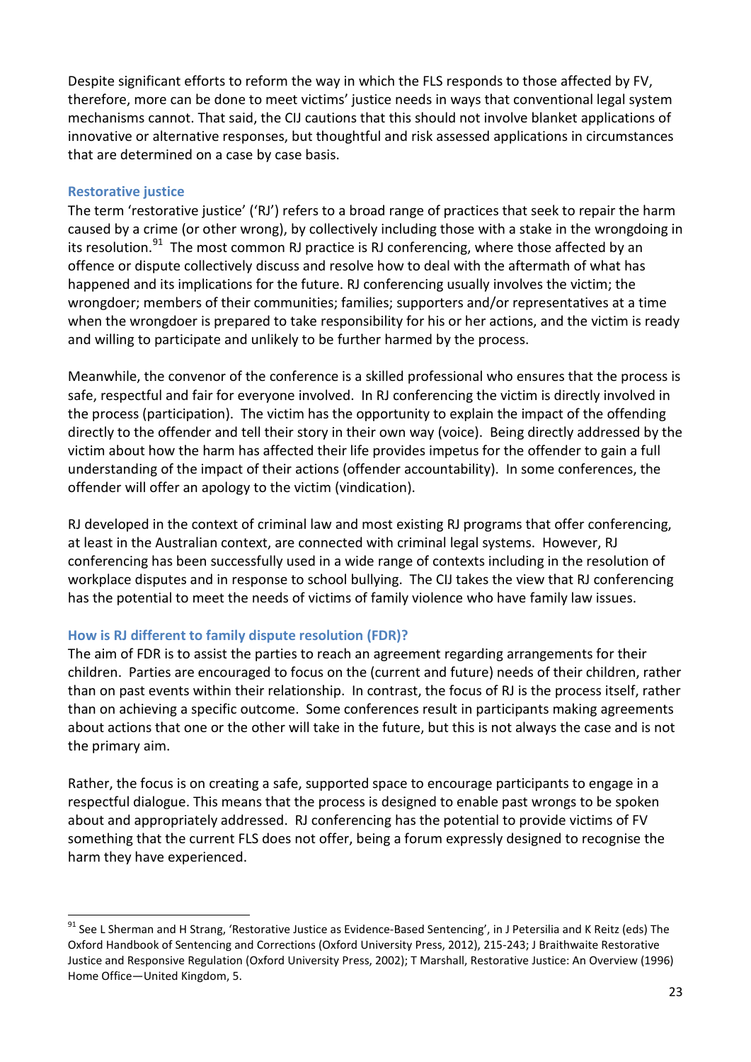Despite significant efforts to reform the way in which the FLS responds to those affected by FV, therefore, more can be done to meet victims' justice needs in ways that conventional legal system mechanisms cannot. That said, the CIJ cautions that this should not involve blanket applications of innovative or alternative responses, but thoughtful and risk assessed applications in circumstances that are determined on a case by case basis.

### Restorative justice

The term 'restorative justice' ('RJ') refers to a broad range of practices that seek to repair the harm caused by a crime (or other wrong), by collectively including those with a stake in the wrongdoing in its resolution.[91] The most common RJ practice is RJ conferencing, where those affected by an offence or dispute collectively discuss and resolve how to deal with the aftermath of what has happened and its implications for the future. RJ conferencing usually involves the victim; the wrongdoer; members of their communities; families; supporters and/or representatives at a time when the wrongdoer is prepared to take responsibility for his or her actions, and the victim is ready and willing to participate and unlikely to be further harmed by the process.

Meanwhile, the convenor of the conference is a skilled professional who ensures that the process is safe, respectful and fair for everyone involved. In RJ conferencing the victim is directly involved in the process (participation). The victim has the opportunity to explain the impact of the offending directly to the offender and tell their story in their own way (voice). Being directly addressed by the victim about how the harm has affected their life provides impetus for the offender to gain a full understanding of the impact of their actions (offender accountability). In some conferences, the offender will offer an apology to the victim (vindication).

RJ developed in the context of criminal law and most existing RJ programs that offer conferencing, at least in the Australian context, are connected with criminal legal systems. However, RJ conferencing has been successfully used in a wide range of contexts including in the resolution of workplace disputes and in response to school bullying. The CIJ takes the view that RJ conferencing has the potential to meet the needs of victims of family violence who have family law issues.

### How is RJ different to family dispute resolution (FDR)?

The aim of FDR is to assist the parties to reach an agreement regarding arrangements for their children. Parties are encouraged to focus on the (current and future) needs of their children, rather than on past events within their relationship. In contrast, the focus of RJ is the process itself, rather than on achieving a specific outcome. Some conferences result in participants making agreements about actions that one or the other will take in the future, but this is not always the case and is not the primary aim.

Rather, the focus is on creating a safe, supported space to encourage participants to engage in a respectful dialogue. This means that the process is designed to enable past wrongs to be spoken about and appropriately addressed. RJ conferencing has the potential to provide victims of FV something that the current FLS does not offer, being a forum expressly designed to recognise the harm they have experienced.

---

[91] See L Sherman and H Strang, 'Restorative Justice as Evidence-Based Sentencing', in J Petersilia and K Reitz (eds) The Oxford Handbook of Sentencing and Corrections (Oxford University Press, 2012), 215-243; J Braithwaite Restorative Justice and Responsive Regulation (Oxford University Press, 2002); T Marshall, Restorative Justice: An Overview (1996) Home Office—United Kingdom, 5.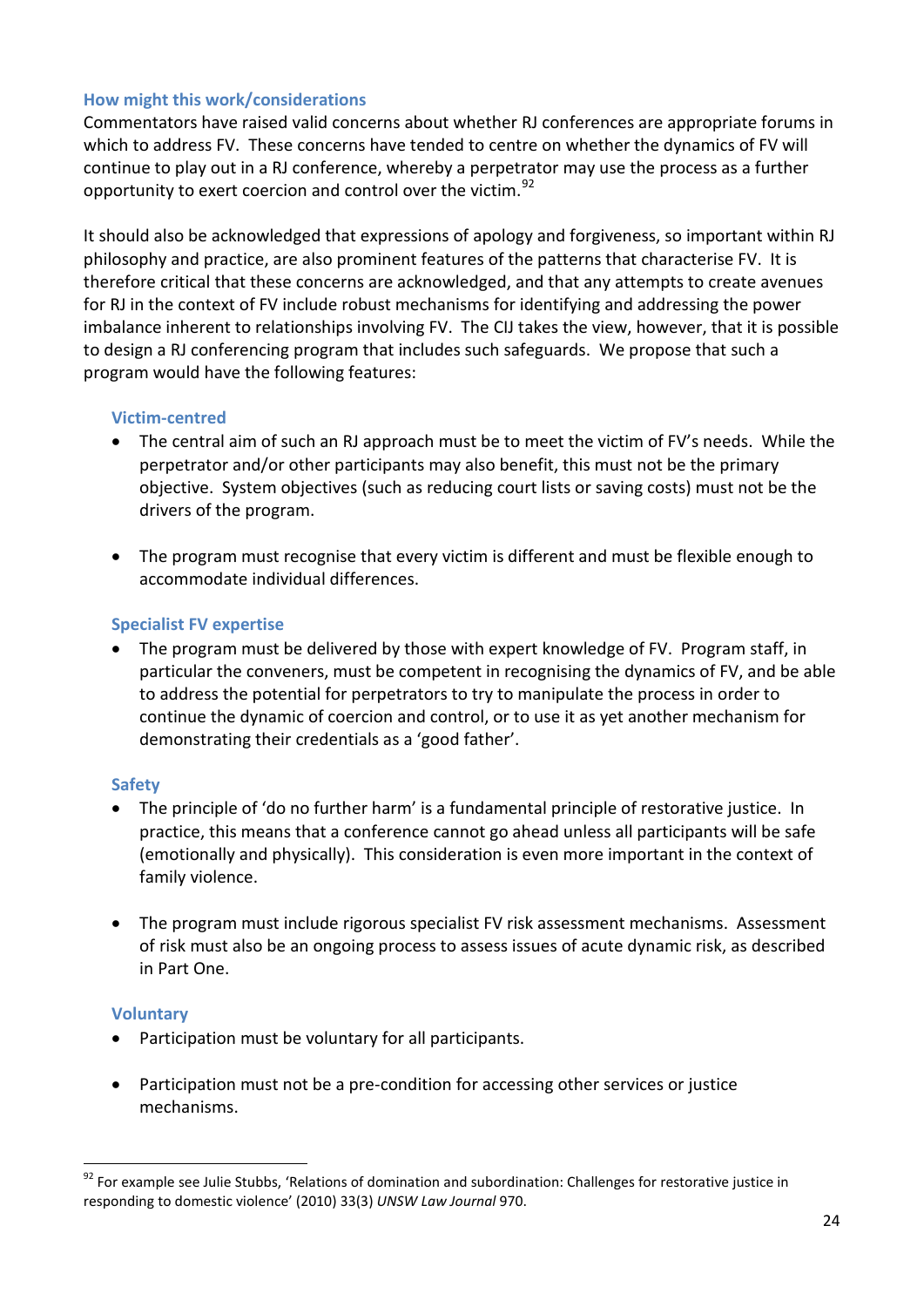### How might this work/considerations

Commentators have raised valid concerns about whether RJ conferences are appropriate forums in which to address FV. These concerns have tended to centre on whether the dynamics of FV will continue to play out in a RJ conference, whereby a perpetrator may use the process as a further opportunity to exert coercion and control over the victim.[92]

It should also be acknowledged that expressions of apology and forgiveness, so important within RJ philosophy and practice, are also prominent features of the patterns that characterise FV. It is therefore critical that these concerns are acknowledged, and that any attempts to create avenues for RJ in the context of FV include robust mechanisms for identifying and addressing the power imbalance inherent to relationships involving FV. The CIJ takes the view, however, that it is possible to design a RJ conferencing program that includes such safeguards. We propose that such a program would have the following features:

#### Victim-centred

- The central aim of such an RJ approach must be to meet the victim of FV's needs. While the perpetrator and/or other participants may also benefit, this must not be the primary objective. System objectives (such as reducing court lists or saving costs) must not be the drivers of the program.
- The program must recognise that every victim is different and must be flexible enough to accommodate individual differences.

#### Specialist FV expertise

- The program must be delivered by those with expert knowledge of FV. Program staff, in particular the conveners, must be competent in recognising the dynamics of FV, and be able to address the potential for perpetrators to try to manipulate the process in order to continue the dynamic of coercion and control, or to use it as yet another mechanism for demonstrating their credentials as a 'good father'.

#### Safety

- The principle of 'do no further harm' is a fundamental principle of restorative justice. In practice, this means that a conference cannot go ahead unless all participants will be safe (emotionally and physically). This consideration is even more important in the context of family violence.
- The program must include rigorous specialist FV risk assessment mechanisms. Assessment of risk must also be an ongoing process to assess issues of acute dynamic risk, as described in Part One.

#### Voluntary

- Participation must be voluntary for all participants.
- Participation must not be a pre-condition for accessing other services or justice mechanisms.

---

[92] For example see Julie Stubbs, 'Relations of domination and subordination: Challenges for restorative justice in responding to domestic violence' (2010) 33(3) *UNSW Law Journal* 970.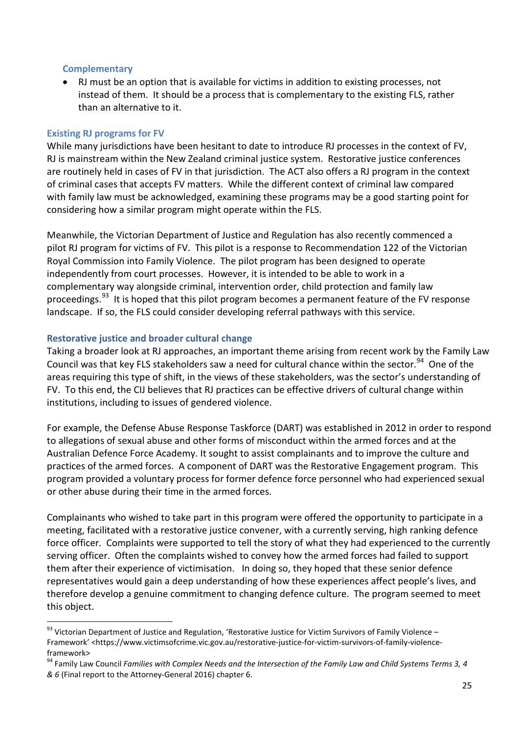### Complementary

- RJ must be an option that is available for victims in addition to existing processes, not instead of them. It should be a process that is complementary to the existing FLS, rather than an alternative to it.

### Existing RJ programs for FV

While many jurisdictions have been hesitant to date to introduce RJ processes in the context of FV, RJ is mainstream within the New Zealand criminal justice system. Restorative justice conferences are routinely held in cases of FV in that jurisdiction. The ACT also offers a RJ program in the context of criminal cases that accepts FV matters. While the different context of criminal law compared with family law must be acknowledged, examining these programs may be a good starting point for considering how a similar program might operate within the FLS.

Meanwhile, the Victorian Department of Justice and Regulation has also recently commenced a pilot RJ program for victims of FV. This pilot is a response to Recommendation 122 of the Victorian Royal Commission into Family Violence. The pilot program has been designed to operate independently from court processes. However, it is intended to be able to work in a complementary way alongside criminal, intervention order, child protection and family law proceedings.[93] It is hoped that this pilot program becomes a permanent feature of the FV response landscape. If so, the FLS could consider developing referral pathways with this service.

### Restorative justice and broader cultural change

Taking a broader look at RJ approaches, an important theme arising from recent work by the Family Law Council was that key FLS stakeholders saw a need for cultural chance within the sector.[94] One of the areas requiring this type of shift, in the views of these stakeholders, was the sector's understanding of FV. To this end, the CIJ believes that RJ practices can be effective drivers of cultural change within institutions, including to issues of gendered violence.

For example, the Defense Abuse Response Taskforce (DART) was established in 2012 in order to respond to allegations of sexual abuse and other forms of misconduct within the armed forces and at the Australian Defence Force Academy. It sought to assist complainants and to improve the culture and practices of the armed forces. A component of DART was the Restorative Engagement program. This program provided a voluntary process for former defence force personnel who had experienced sexual or other abuse during their time in the armed forces.

Complainants who wished to take part in this program were offered the opportunity to participate in a meeting, facilitated with a restorative justice convener, with a currently serving, high ranking defence force officer. Complaints were supported to tell the story of what they had experienced to the currently serving officer. Often the complaints wished to convey how the armed forces had failed to support them after their experience of victimisation. In doing so, they hoped that these senior defence representatives would gain a deep understanding of how these experiences affect people's lives, and therefore develop a genuine commitment to changing defence culture. The program seemed to meet this object.

---

[93] Victorian Department of Justice and Regulation, 'Restorative Justice for Victim Survivors of Family Violence – Framework' <https://www.victimsofcrime.vic.gov.au/restorative-justice-for-victim-survivors-of-family-violence-framework>

[94] Family Law Council *Families with Complex Needs and the Intersection of the Family Law and Child Systems Terms 3, 4 & 6* (Final report to the Attorney-General 2016) chapter 6.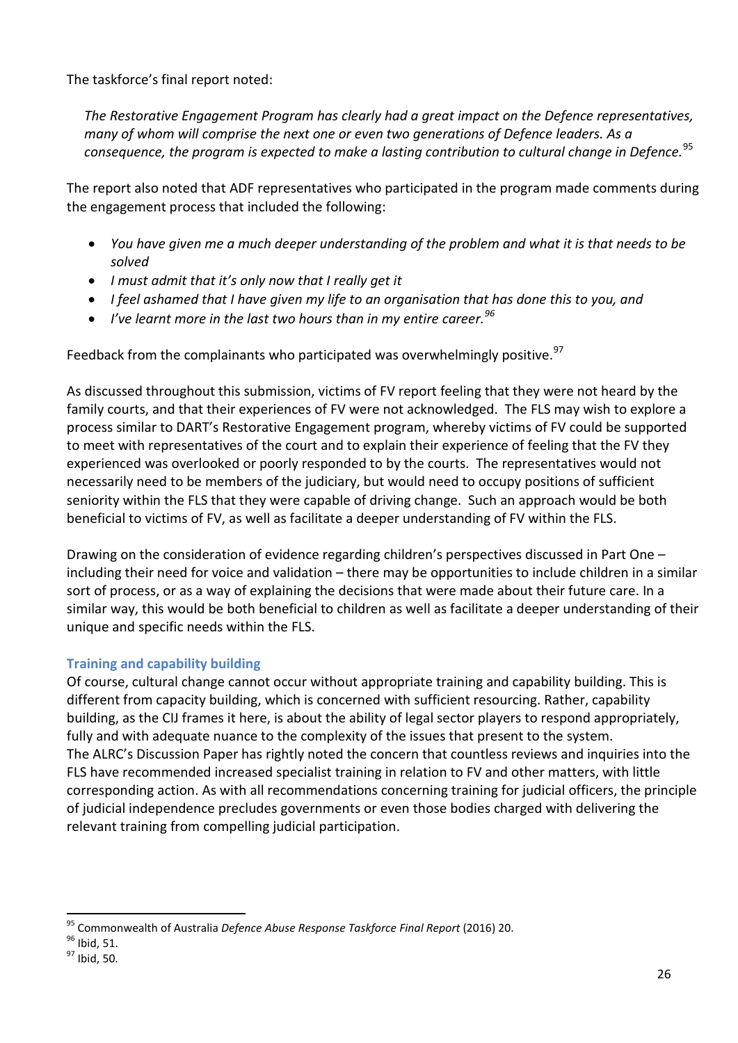The taskforce's final report noted:

> *The Restorative Engagement Program has clearly had a great impact on the Defence representatives, many of whom will comprise the next one or even two generations of Defence leaders. As a consequence, the program is expected to make a lasting contribution to cultural change in Defence.*[95]

The report also noted that ADF representatives who participated in the program made comments during the engagement process that included the following:

- *You have given me a much deeper understanding of the problem and what it is that needs to be solved*
- *I must admit that it's only now that I really get it*
- *I feel ashamed that I have given my life to an organisation that has done this to you, and*
- *I've learnt more in the last two hours than in my entire career.*[96]

Feedback from the complainants who participated was overwhelmingly positive.[97]

As discussed throughout this submission, victims of FV report feeling that they were not heard by the family courts, and that their experiences of FV were not acknowledged. The FLS may wish to explore a process similar to DART's Restorative Engagement program, whereby victims of FV could be supported to meet with representatives of the court and to explain their experience of feeling that the FV they experienced was overlooked or poorly responded to by the courts. The representatives would not necessarily need to be members of the judiciary, but would need to occupy positions of sufficient seniority within the FLS that they were capable of driving change. Such an approach would be both beneficial to victims of FV, as well as facilitate a deeper understanding of FV within the FLS.

Drawing on the consideration of evidence regarding children's perspectives discussed in Part One – including their need for voice and validation – there may be opportunities to include children in a similar sort of process, or as a way of explaining the decisions that were made about their future care. In a similar way, this would be both beneficial to children as well as facilitate a deeper understanding of their unique and specific needs within the FLS.

### Training and capability building

Of course, cultural change cannot occur without appropriate training and capability building. This is different from capacity building, which is concerned with sufficient resourcing. Rather, capability building, as the CIJ frames it here, is about the ability of legal sector players to respond appropriately, fully and with adequate nuance to the complexity of the issues that present to the system.
The ALRC's Discussion Paper has rightly noted the concern that countless reviews and inquiries into the FLS have recommended increased specialist training in relation to FV and other matters, with little corresponding action. As with all recommendations concerning training for judicial officers, the principle of judicial independence precludes governments or even those bodies charged with delivering the relevant training from compelling judicial participation.

---

[95] Commonwealth of Australia *Defence Abuse Response Taskforce Final Report* (2016) 20.

[96] Ibid, 51.

[97] Ibid, 50.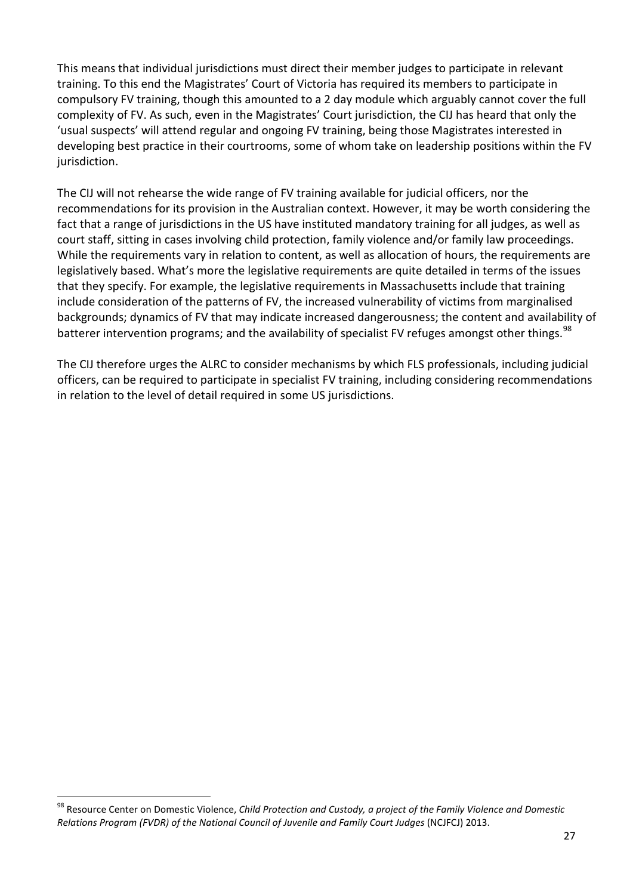This means that individual jurisdictions must direct their member judges to participate in relevant training. To this end the Magistrates' Court of Victoria has required its members to participate in compulsory FV training, though this amounted to a 2 day module which arguably cannot cover the full complexity of FV. As such, even in the Magistrates' Court jurisdiction, the CIJ has heard that only the 'usual suspects' will attend regular and ongoing FV training, being those Magistrates interested in developing best practice in their courtrooms, some of whom take on leadership positions within the FV jurisdiction.

The CIJ will not rehearse the wide range of FV training available for judicial officers, nor the recommendations for its provision in the Australian context. However, it may be worth considering the fact that a range of jurisdictions in the US have instituted mandatory training for all judges, as well as court staff, sitting in cases involving child protection, family violence and/or family law proceedings. While the requirements vary in relation to content, as well as allocation of hours, the requirements are legislatively based. What's more the legislative requirements are quite detailed in terms of the issues that they specify. For example, the legislative requirements in Massachusetts include that training include consideration of the patterns of FV, the increased vulnerability of victims from marginalised backgrounds; dynamics of FV that may indicate increased dangerousness; the content and availability of batterer intervention programs; and the availability of specialist FV refuges amongst other things.[98]

The CIJ therefore urges the ALRC to consider mechanisms by which FLS professionals, including judicial officers, can be required to participate in specialist FV training, including considering recommendations in relation to the level of detail required in some US jurisdictions.

---

[98] Resource Center on Domestic Violence, *Child Protection and Custody, a project of the Family Violence and Domestic Relations Program (FVDR) of the National Council of Juvenile and Family Court Judges* (NCJFCJ) 2013.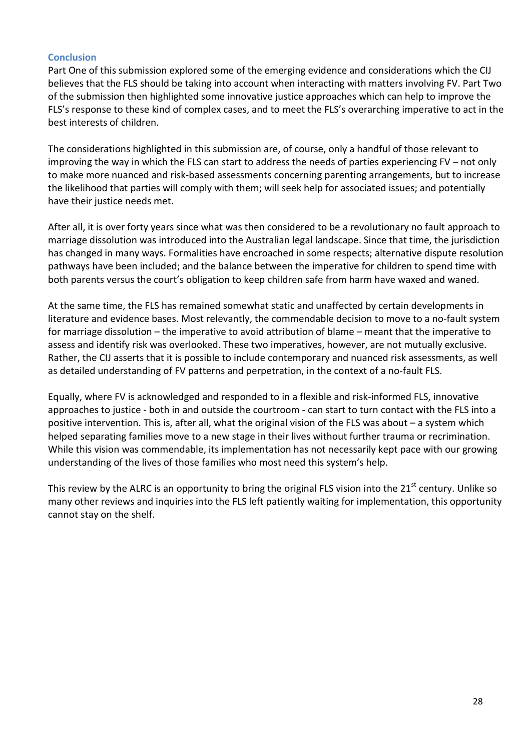## Conclusion

Part One of this submission explored some of the emerging evidence and considerations which the CIJ believes that the FLS should be taking into account when interacting with matters involving FV. Part Two of the submission then highlighted some innovative justice approaches which can help to improve the FLS's response to these kind of complex cases, and to meet the FLS's overarching imperative to act in the best interests of children.

The considerations highlighted in this submission are, of course, only a handful of those relevant to improving the way in which the FLS can start to address the needs of parties experiencing FV – not only to make more nuanced and risk-based assessments concerning parenting arrangements, but to increase the likelihood that parties will comply with them; will seek help for associated issues; and potentially have their justice needs met.

After all, it is over forty years since what was then considered to be a revolutionary no fault approach to marriage dissolution was introduced into the Australian legal landscape. Since that time, the jurisdiction has changed in many ways. Formalities have encroached in some respects; alternative dispute resolution pathways have been included; and the balance between the imperative for children to spend time with both parents versus the court's obligation to keep children safe from harm have waxed and waned.

At the same time, the FLS has remained somewhat static and unaffected by certain developments in literature and evidence bases. Most relevantly, the commendable decision to move to a no-fault system for marriage dissolution – the imperative to avoid attribution of blame – meant that the imperative to assess and identify risk was overlooked. These two imperatives, however, are not mutually exclusive. Rather, the CIJ asserts that it is possible to include contemporary and nuanced risk assessments, as well as detailed understanding of FV patterns and perpetration, in the context of a no-fault FLS.

Equally, where FV is acknowledged and responded to in a flexible and risk-informed FLS, innovative approaches to justice - both in and outside the courtroom - can start to turn contact with the FLS into a positive intervention. This is, after all, what the original vision of the FLS was about – a system which helped separating families move to a new stage in their lives without further trauma or recrimination. While this vision was commendable, its implementation has not necessarily kept pace with our growing understanding of the lives of those families who most need this system's help.

This review by the ALRC is an opportunity to bring the original FLS vision into the 21st century. Unlike so many other reviews and inquiries into the FLS left patiently waiting for implementation, this opportunity cannot stay on the shelf.